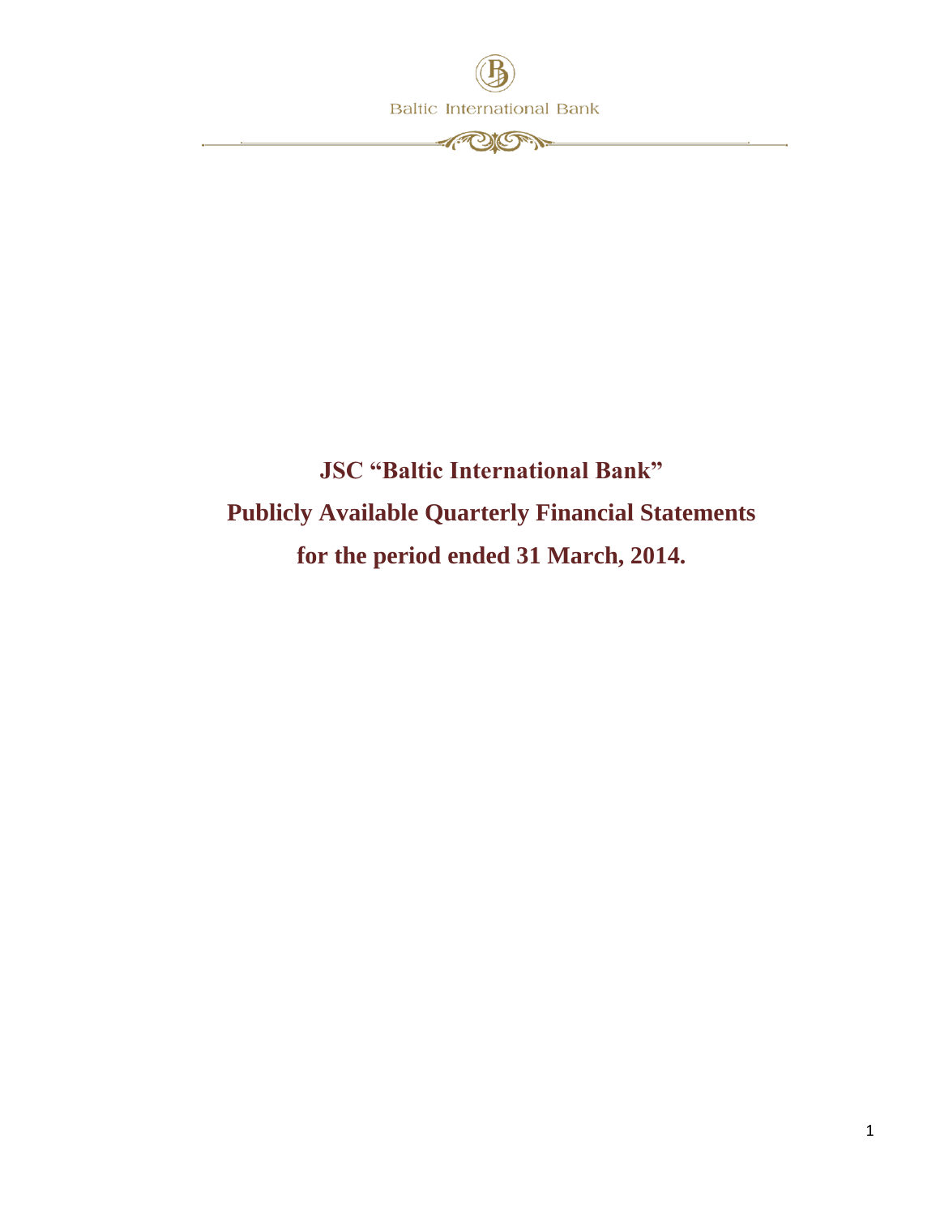Baltic International Bank

# JSC "Baltic International Bank"

# Publicly Available Quarterly Financial Statements

# for the period ended 31 March, 2014.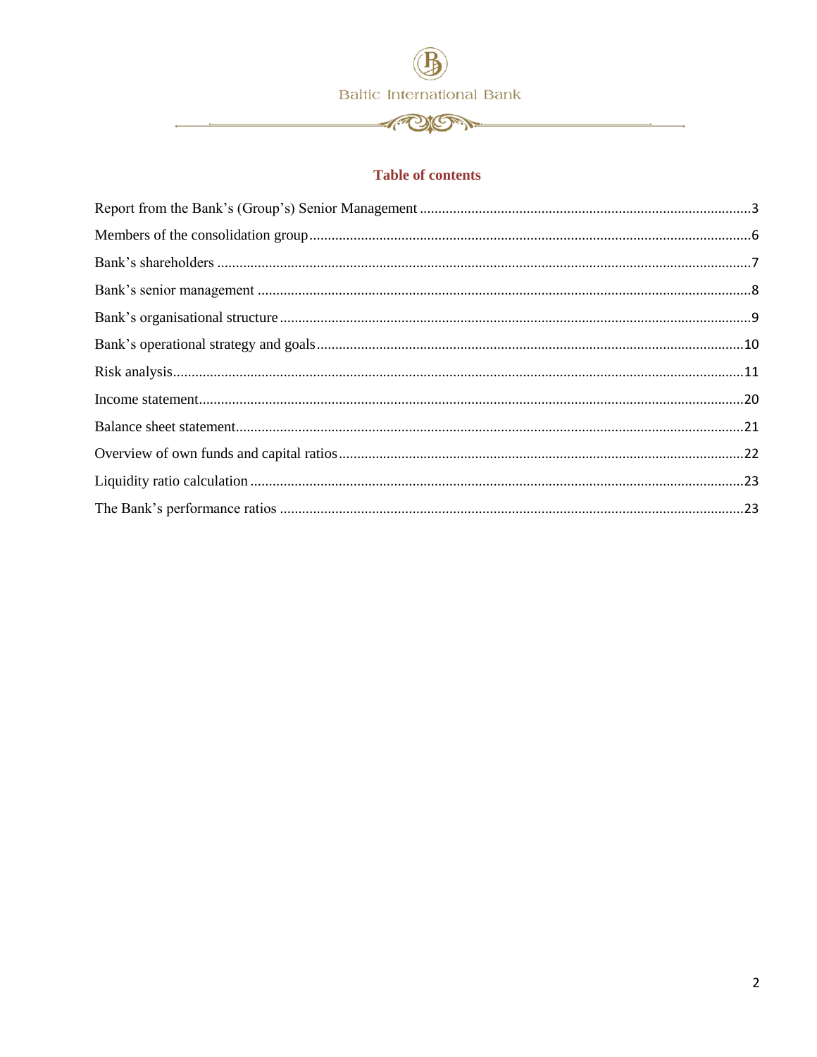## Table of contents

Report from the Bank's (Group's) Senior Management ........................................ 3

Members of the consolidation group ........................................ 6

Bank's shareholders ........................................ 7

Bank's senior management ........................................ 8

Bank's organisational structure ........................................ 9

Bank's operational strategy and goals ........................................ 10

Risk analysis ........................................ 11

Income statement ........................................ 20

Balance sheet statement ........................................ 21

Overview of own funds and capital ratios ........................................ 22

Liquidity ratio calculation ........................................ 23

The Bank's performance ratios ........................................ 23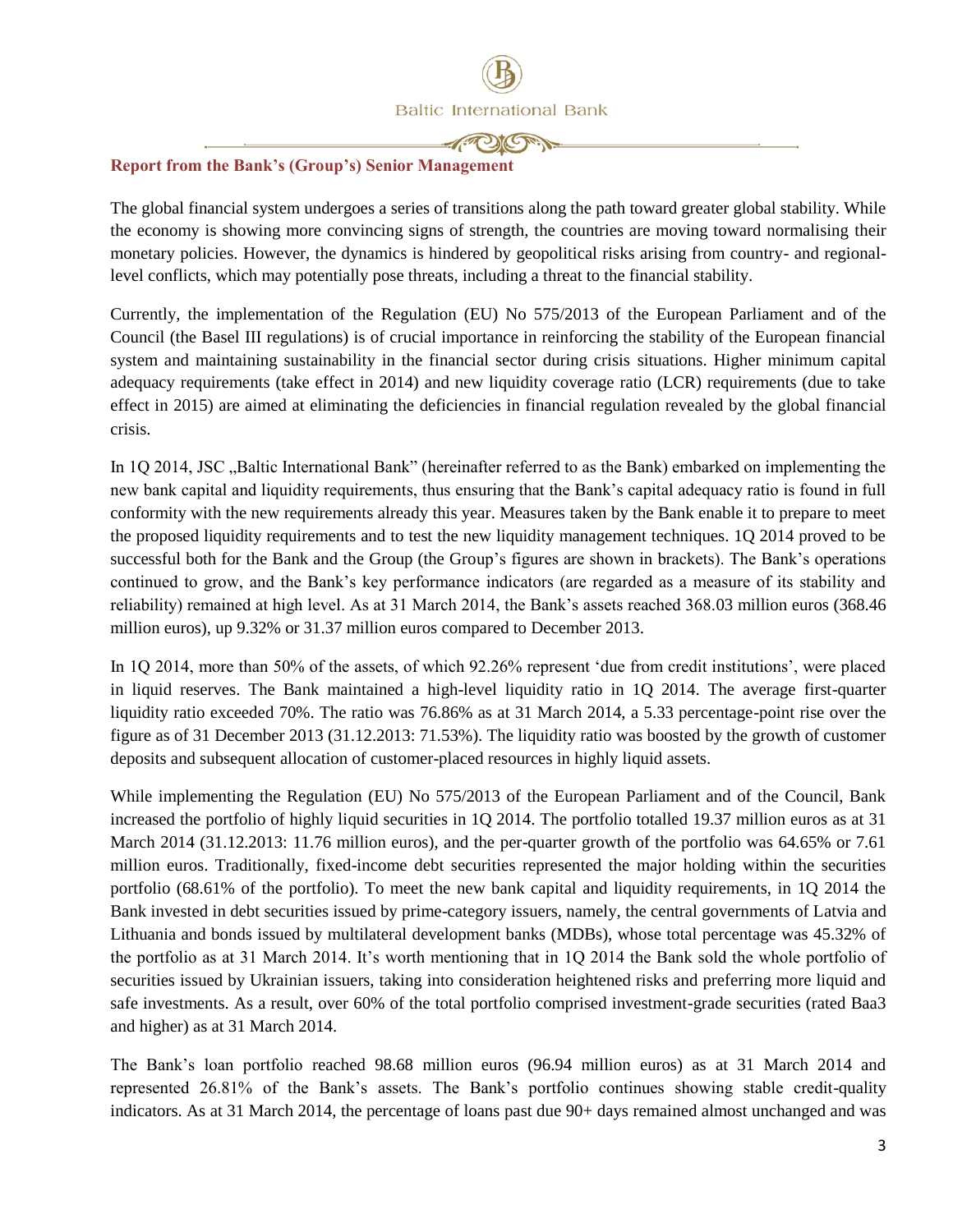## Report from the Bank's (Group's) Senior Management

The global financial system undergoes a series of transitions along the path toward greater global stability. While the economy is showing more convincing signs of strength, the countries are moving toward normalising their monetary policies. However, the dynamics is hindered by geopolitical risks arising from country- and regional-level conflicts, which may potentially pose threats, including a threat to the financial stability.

Currently, the implementation of the Regulation (EU) No 575/2013 of the European Parliament and of the Council (the Basel III regulations) is of crucial importance in reinforcing the stability of the European financial system and maintaining sustainability in the financial sector during crisis situations. Higher minimum capital adequacy requirements (take effect in 2014) and new liquidity coverage ratio (LCR) requirements (due to take effect in 2015) are aimed at eliminating the deficiencies in financial regulation revealed by the global financial crisis.

In 1Q 2014, JSC „Baltic International Bank" (hereinafter referred to as the Bank) embarked on implementing the new bank capital and liquidity requirements, thus ensuring that the Bank's capital adequacy ratio is found in full conformity with the new requirements already this year. Measures taken by the Bank enable it to prepare to meet the proposed liquidity requirements and to test the new liquidity management techniques. 1Q 2014 proved to be successful both for the Bank and the Group (the Group's figures are shown in brackets). The Bank's operations continued to grow, and the Bank's key performance indicators (are regarded as a measure of its stability and reliability) remained at high level. As at 31 March 2014, the Bank's assets reached 368.03 million euros (368.46 million euros), up 9.32% or 31.37 million euros compared to December 2013.

In 1Q 2014, more than 50% of the assets, of which 92.26% represent 'due from credit institutions', were placed in liquid reserves. The Bank maintained a high-level liquidity ratio in 1Q 2014. The average first-quarter liquidity ratio exceeded 70%. The ratio was 76.86% as at 31 March 2014, a 5.33 percentage-point rise over the figure as of 31 December 2013 (31.12.2013: 71.53%). The liquidity ratio was boosted by the growth of customer deposits and subsequent allocation of customer-placed resources in highly liquid assets.

While implementing the Regulation (EU) No 575/2013 of the European Parliament and of the Council, Bank increased the portfolio of highly liquid securities in 1Q 2014. The portfolio totalled 19.37 million euros as at 31 March 2014 (31.12.2013: 11.76 million euros), and the per-quarter growth of the portfolio was 64.65% or 7.61 million euros. Traditionally, fixed-income debt securities represented the major holding within the securities portfolio (68.61% of the portfolio). To meet the new bank capital and liquidity requirements, in 1Q 2014 the Bank invested in debt securities issued by prime-category issuers, namely, the central governments of Latvia and Lithuania and bonds issued by multilateral development banks (MDBs), whose total percentage was 45.32% of the portfolio as at 31 March 2014. It's worth mentioning that in 1Q 2014 the Bank sold the whole portfolio of securities issued by Ukrainian issuers, taking into consideration heightened risks and preferring more liquid and safe investments. As a result, over 60% of the total portfolio comprised investment-grade securities (rated Baa3 and higher) as at 31 March 2014.

The Bank's loan portfolio reached 98.68 million euros (96.94 million euros) as at 31 March 2014 and represented 26.81% of the Bank's assets. The Bank's portfolio continues showing stable credit-quality indicators. As at 31 March 2014, the percentage of loans past due 90+ days remained almost unchanged and was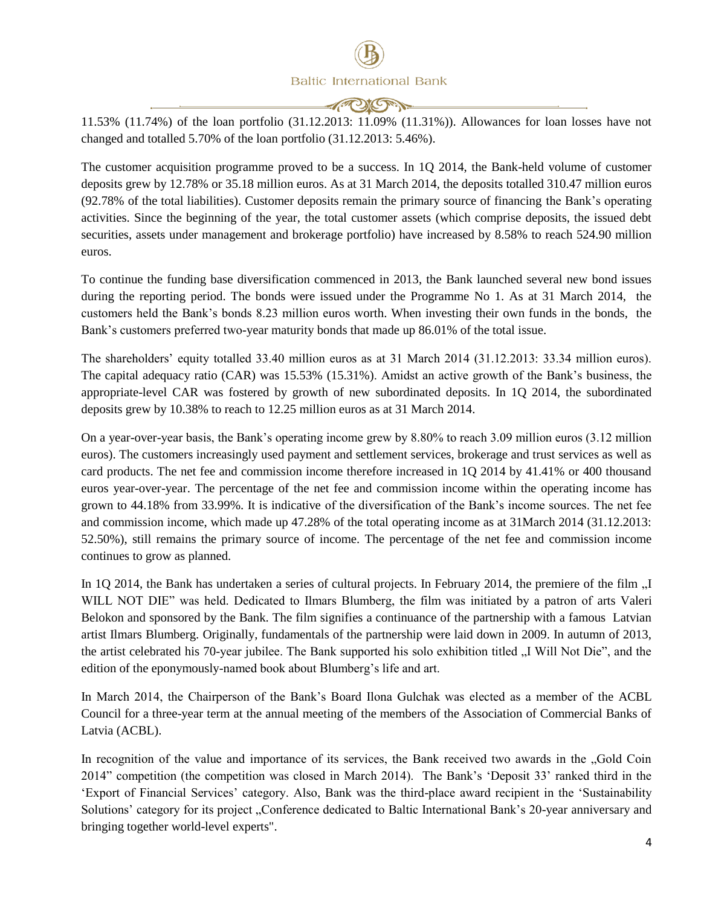11.53% (11.74%) of the loan portfolio (31.12.2013: 11.09% (11.31%)). Allowances for loan losses have not changed and totalled 5.70% of the loan portfolio (31.12.2013: 5.46%).

The customer acquisition programme proved to be a success. In 1Q 2014, the Bank-held volume of customer deposits grew by 12.78% or 35.18 million euros. As at 31 March 2014, the deposits totalled 310.47 million euros (92.78% of the total liabilities). Customer deposits remain the primary source of financing the Bank's operating activities. Since the beginning of the year, the total customer assets (which comprise deposits, the issued debt securities, assets under management and brokerage portfolio) have increased by 8.58% to reach 524.90 million euros.

To continue the funding base diversification commenced in 2013, the Bank launched several new bond issues during the reporting period. The bonds were issued under the Programme No 1. As at 31 March 2014, the customers held the Bank's bonds 8.23 million euros worth. When investing their own funds in the bonds, the Bank's customers preferred two-year maturity bonds that made up 86.01% of the total issue.

The shareholders' equity totalled 33.40 million euros as at 31 March 2014 (31.12.2013: 33.34 million euros). The capital adequacy ratio (CAR) was 15.53% (15.31%). Amidst an active growth of the Bank's business, the appropriate-level CAR was fostered by growth of new subordinated deposits. In 1Q 2014, the subordinated deposits grew by 10.38% to reach to 12.25 million euros as at 31 March 2014.

On a year-over-year basis, the Bank's operating income grew by 8.80% to reach 3.09 million euros (3.12 million euros). The customers increasingly used payment and settlement services, brokerage and trust services as well as card products. The net fee and commission income therefore increased in 1Q 2014 by 41.41% or 400 thousand euros year-over-year. The percentage of the net fee and commission income within the operating income has grown to 44.18% from 33.99%. It is indicative of the diversification of the Bank's income sources. The net fee and commission income, which made up 47.28% of the total operating income as at 31March 2014 (31.12.2013: 52.50%), still remains the primary source of income. The percentage of the net fee and commission income continues to grow as planned.

In 1Q 2014, the Bank has undertaken a series of cultural projects. In February 2014, the premiere of the film „I WILL NOT DIE" was held. Dedicated to Ilmars Blumberg, the film was initiated by a patron of arts Valeri Belokon and sponsored by the Bank. The film signifies a continuance of the partnership with a famous Latvian artist Ilmars Blumberg. Originally, fundamentals of the partnership were laid down in 2009. In autumn of 2013, the artist celebrated his 70-year jubilee. The Bank supported his solo exhibition titled „I Will Not Die", and the edition of the eponymously-named book about Blumberg's life and art.

In March 2014, the Chairperson of the Bank's Board Ilona Gulchak was elected as a member of the ACBL Council for a three-year term at the annual meeting of the members of the Association of Commercial Banks of Latvia (ACBL).

In recognition of the value and importance of its services, the Bank received two awards in the „Gold Coin 2014" competition (the competition was closed in March 2014). The Bank's 'Deposit 33' ranked third in the 'Export of Financial Services' category. Also, Bank was the third-place award recipient in the 'Sustainability Solutions' category for its project „Conference dedicated to Baltic International Bank's 20-year anniversary and bringing together world-level experts".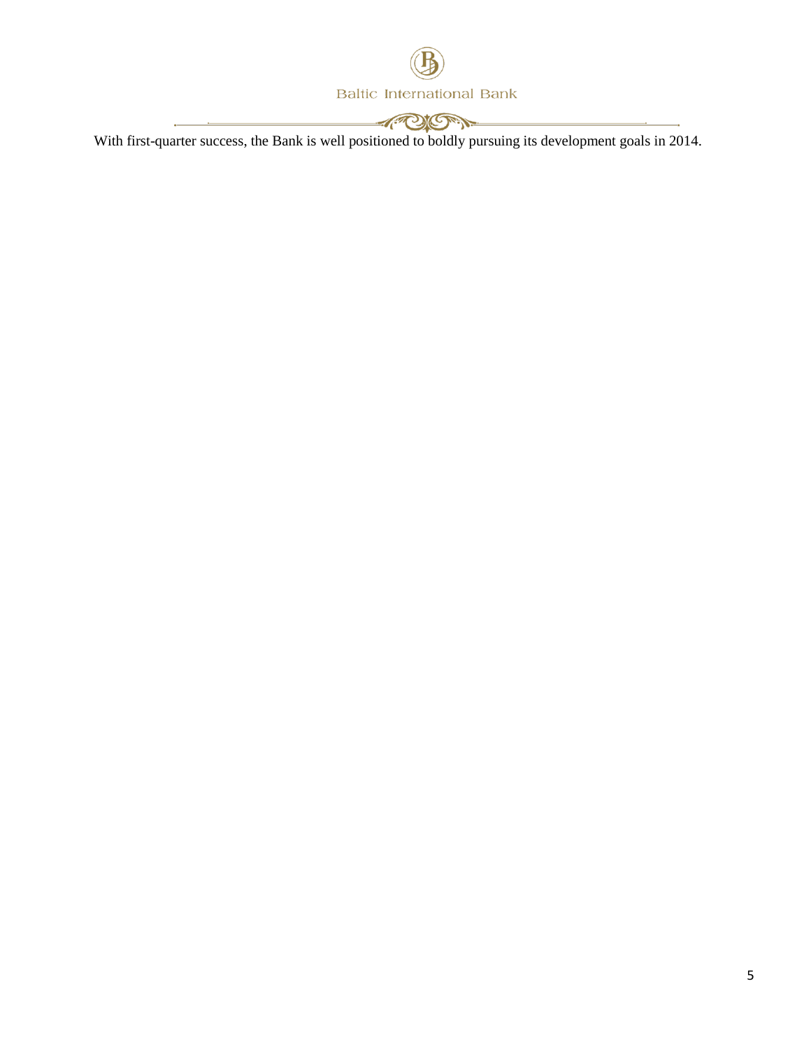With first-quarter success, the Bank is well positioned to boldly pursuing its development goals in 2014.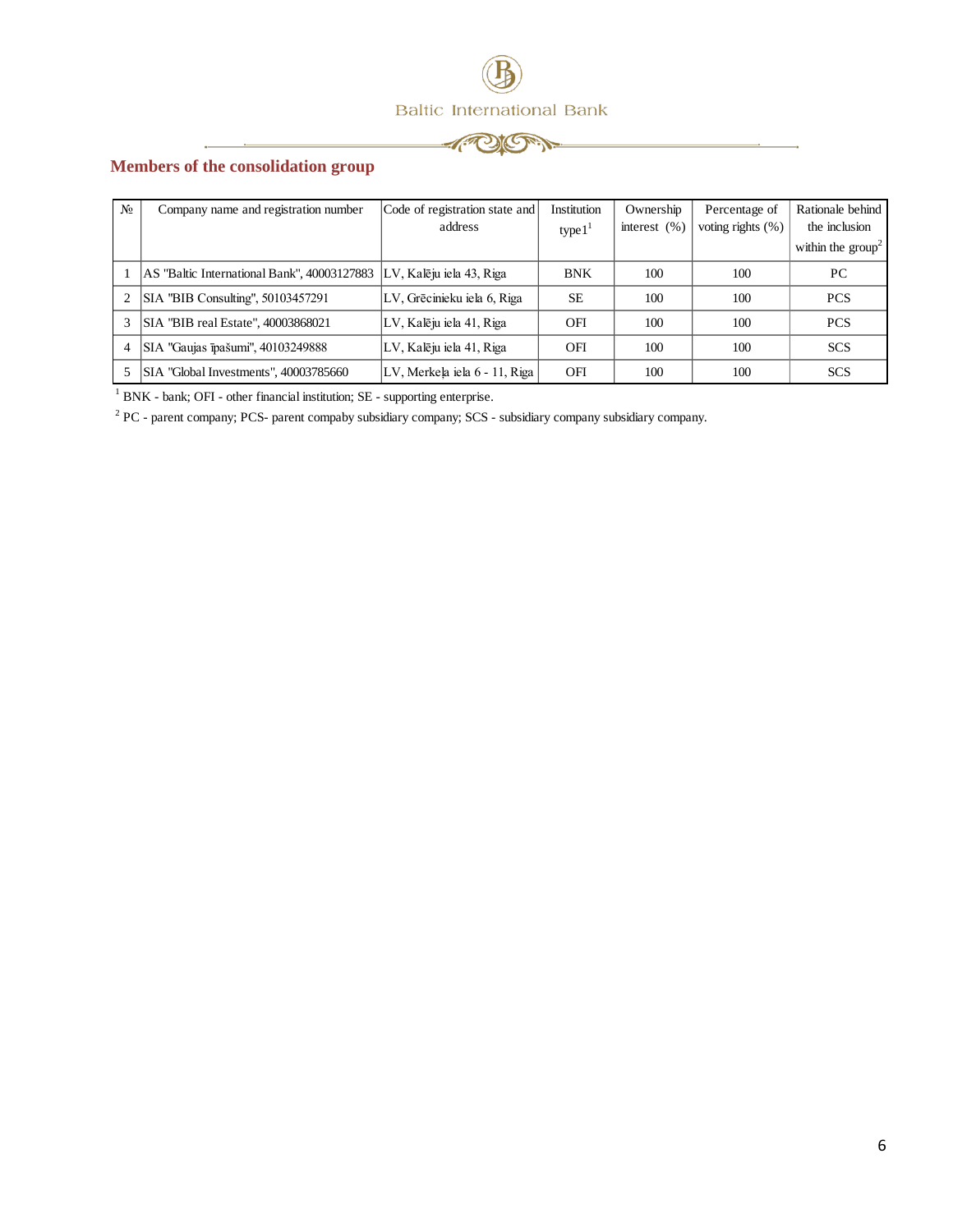## Members of the consolidation group

| № | Company name and registration number | Code of registration state and address | Institution type1[1] | Ownership interest (%) | Percentage of voting rights (%) | Rationale behind the inclusion within the group[2] |
|---|---|---|---|---|---|---|
| 1 | AS "Baltic International Bank", 40003127883 | LV, Kalēju iela 43, Riga | BNK | 100 | 100 | PC |
| 2 | SIA "BIB Consulting", 50103457291 | LV, Grēcinieku iela 6, Riga | SE | 100 | 100 | PCS |
| 3 | SIA "BIB real Estate", 40003868021 | LV, Kalēju iela 41, Riga | OFI | 100 | 100 | PCS |
| 4 | SIA "Gaujas īpašumi", 40103249888 | LV, Kalēju iela 41, Riga | OFI | 100 | 100 | SCS |
| 5 | SIA "Global Investments", 40003785660 | LV, Merkeļa iela 6 - 11, Riga | OFI | 100 | 100 | SCS |

[1] BNK - bank; OFI - other financial institution; SE - supporting enterprise.

[2] PC - parent company; PCS- parent compaby subsidiary company; SCS - subsidiary company subsidiary company.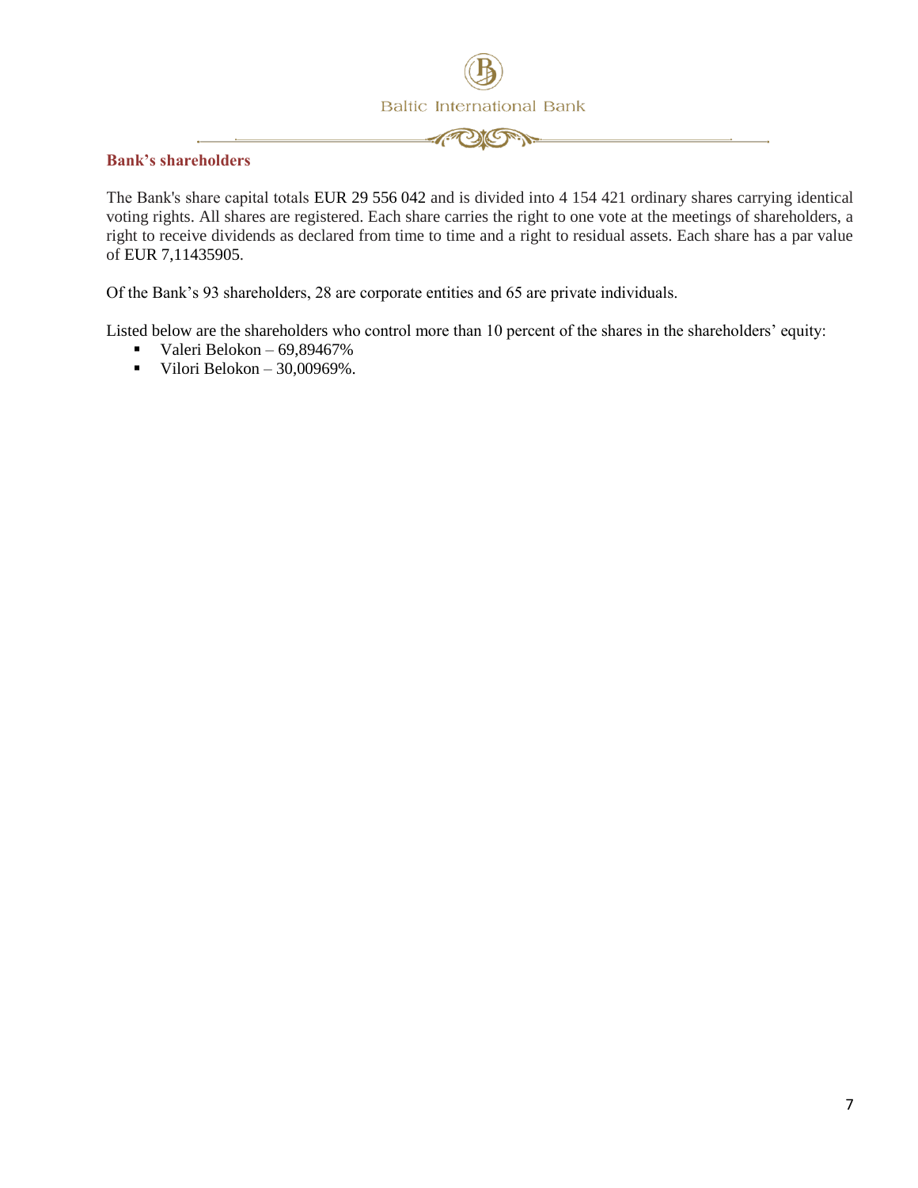## Bank's shareholders

The Bank's share capital totals EUR 29 556 042 and is divided into 4 154 421 ordinary shares carrying identical voting rights. All shares are registered. Each share carries the right to one vote at the meetings of shareholders, a right to receive dividends as declared from time to time and a right to residual assets. Each share has a par value of EUR 7,11435905.

Of the Bank's 93 shareholders, 28 are corporate entities and 65 are private individuals.

Listed below are the shareholders who control more than 10 percent of the shares in the shareholders' equity:

- Valeri Belokon – 69,89467%
- Vilori Belokon – 30,00969%.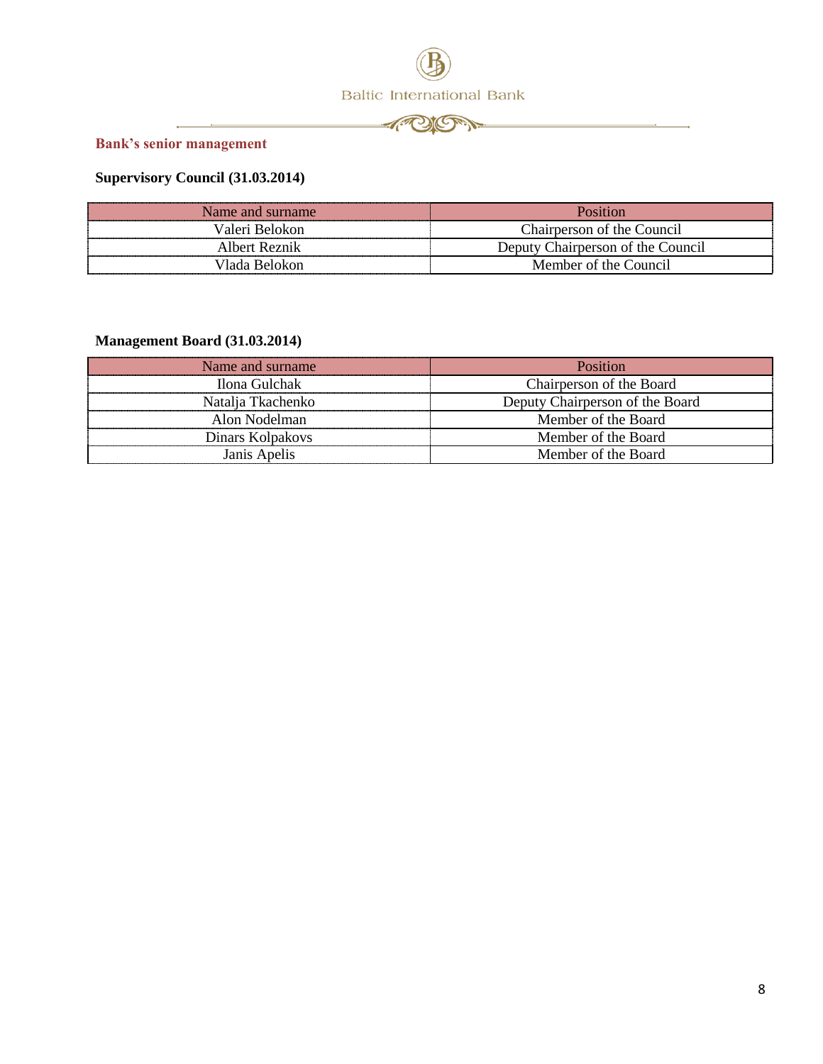## Bank's senior management

### Supervisory Council (31.03.2014)

| Name and surname | Position |
| --- | --- |
| Valeri Belokon | Chairperson of the Council |
| Albert Reznik | Deputy Chairperson of the Council |
| Vlada Belokon | Member of the Council |

### Management Board (31.03.2014)

| Name and surname | Position |
| --- | --- |
| Ilona Gulchak | Chairperson of the Board |
| Natalja Tkachenko | Deputy Chairperson of the Board |
| Alon Nodelman | Member of the Board |
| Dinars Kolpakovs | Member of the Board |
| Janis Apelis | Member of the Board |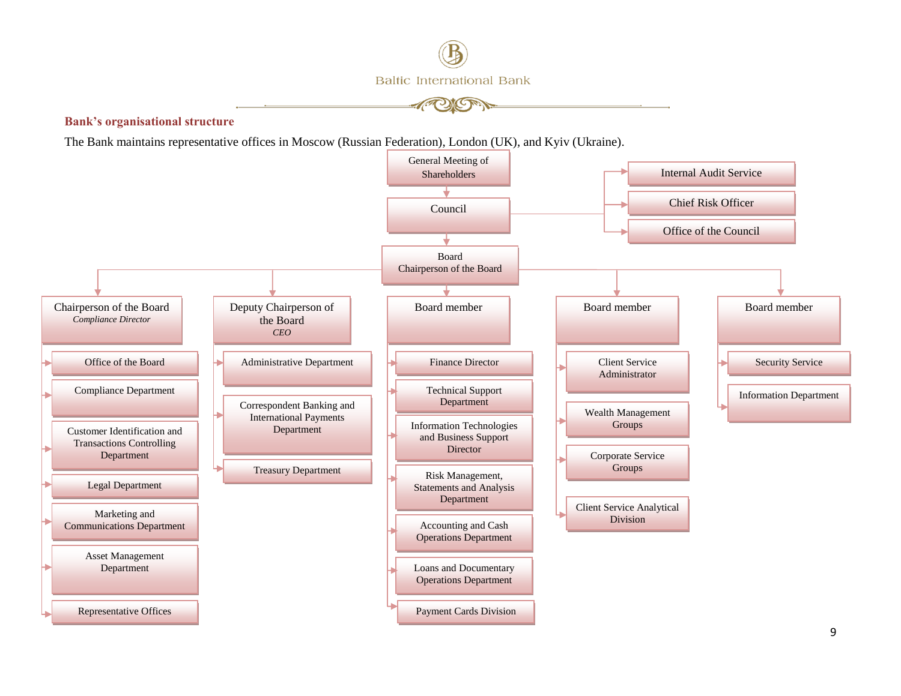## Bank's organisational structure

The Bank maintains representative offices in Moscow (Russian Federation), London (UK), and Kyiv (Ukraine).

- General Meeting of Shareholders
  - Council
    - Internal Audit Service
    - Chief Risk Officer
    - Office of the Council
    - Board
      Chairperson of the Board
      - Chairperson of the Board
        *Compliance Director*
        - Office of the Board
        - Compliance Department
        - Customer Identification and Transactions Controlling Department
        - Legal Department
        - Marketing and Communications Department
        - Asset Management Department
        - Representative Offices
      - Deputy Chairperson of the Board
        *CEO*
        - Administrative Department
        - Correspondent Banking and International Payments Department
        - Treasury Department
      - Board member
        - Finance Director
        - Technical Support Department
        - Information Technologies and Business Support Director
        - Risk Management, Statements and Analysis Department
        - Accounting and Cash Operations Department
        - Loans and Documentary Operations Department
        - Payment Cards Division
      - Board member
        - Client Service Administrator
        - Wealth Management Groups
        - Corporate Service Groups
        - Client Service Analytical Division
      - Board member
        - Security Service
        - Information Department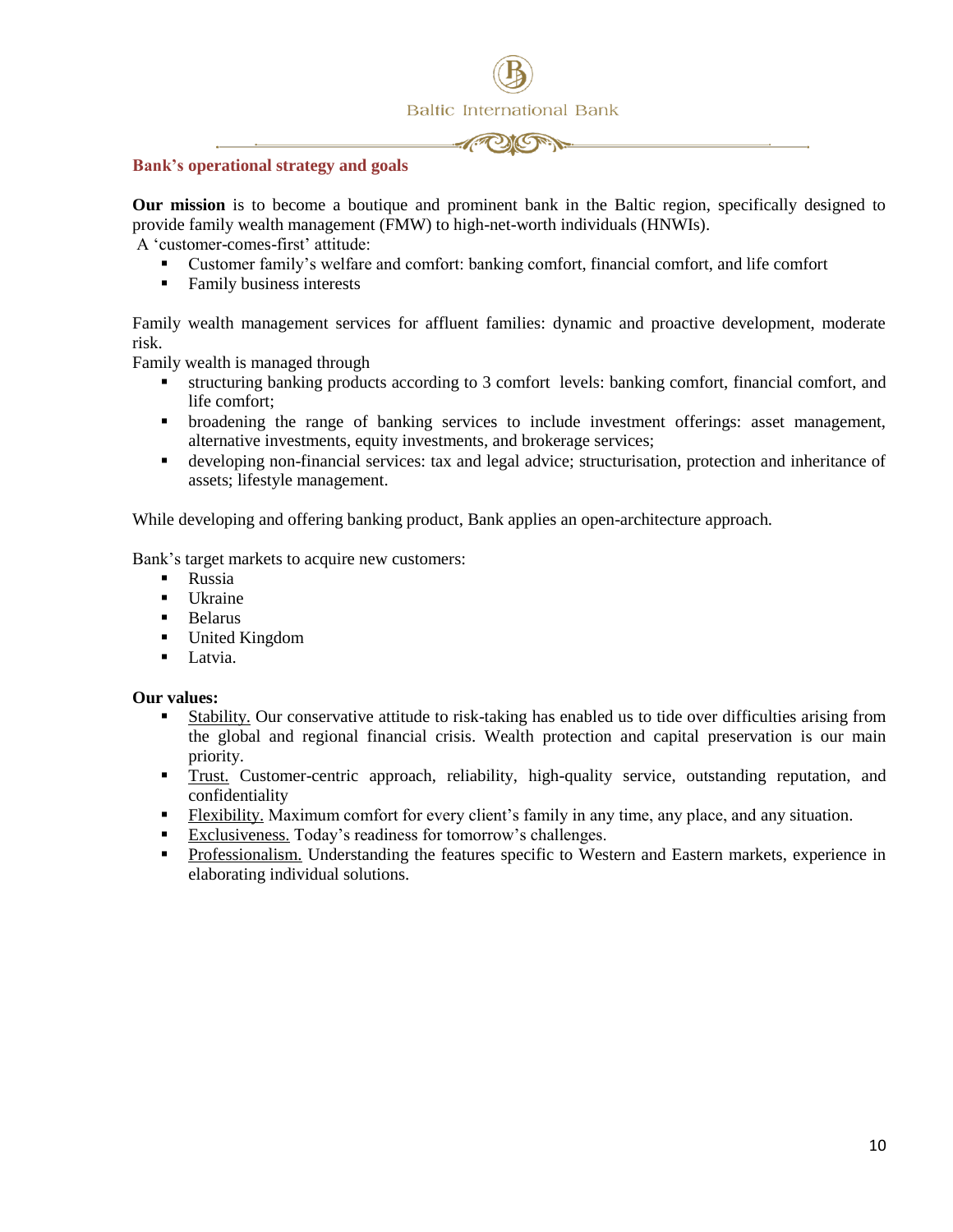## Bank's operational strategy and goals

**Our mission** is to become a boutique and prominent bank in the Baltic region, specifically designed to provide family wealth management (FMW) to high-net-worth individuals (HNWIs).

A 'customer-comes-first' attitude:

- Customer family's welfare and comfort: banking comfort, financial comfort, and life comfort
- Family business interests

Family wealth management services for affluent families: dynamic and proactive development, moderate risk.

Family wealth is managed through

- structuring banking products according to 3 comfort levels: banking comfort, financial comfort, and life comfort;
- broadening the range of banking services to include investment offerings: asset management, alternative investments, equity investments, and brokerage services;
- developing non-financial services: tax and legal advice; structurisation, protection and inheritance of assets; lifestyle management.

While developing and offering banking product, Bank applies an open-architecture approach.

Bank's target markets to acquire new customers:

- Russia
- Ukraine
- Belarus
- United Kingdom
- Latvia.

**Our values:**

- <u>Stability.</u> Our conservative attitude to risk-taking has enabled us to tide over difficulties arising from the global and regional financial crisis. Wealth protection and capital preservation is our main priority.
- <u>Trust.</u> Customer-centric approach, reliability, high-quality service, outstanding reputation, and confidentiality
- <u>Flexibility.</u> Maximum comfort for every client's family in any time, any place, and any situation.
- <u>Exclusiveness.</u> Today's readiness for tomorrow's challenges.
- <u>Professionalism.</u> Understanding the features specific to Western and Eastern markets, experience in elaborating individual solutions.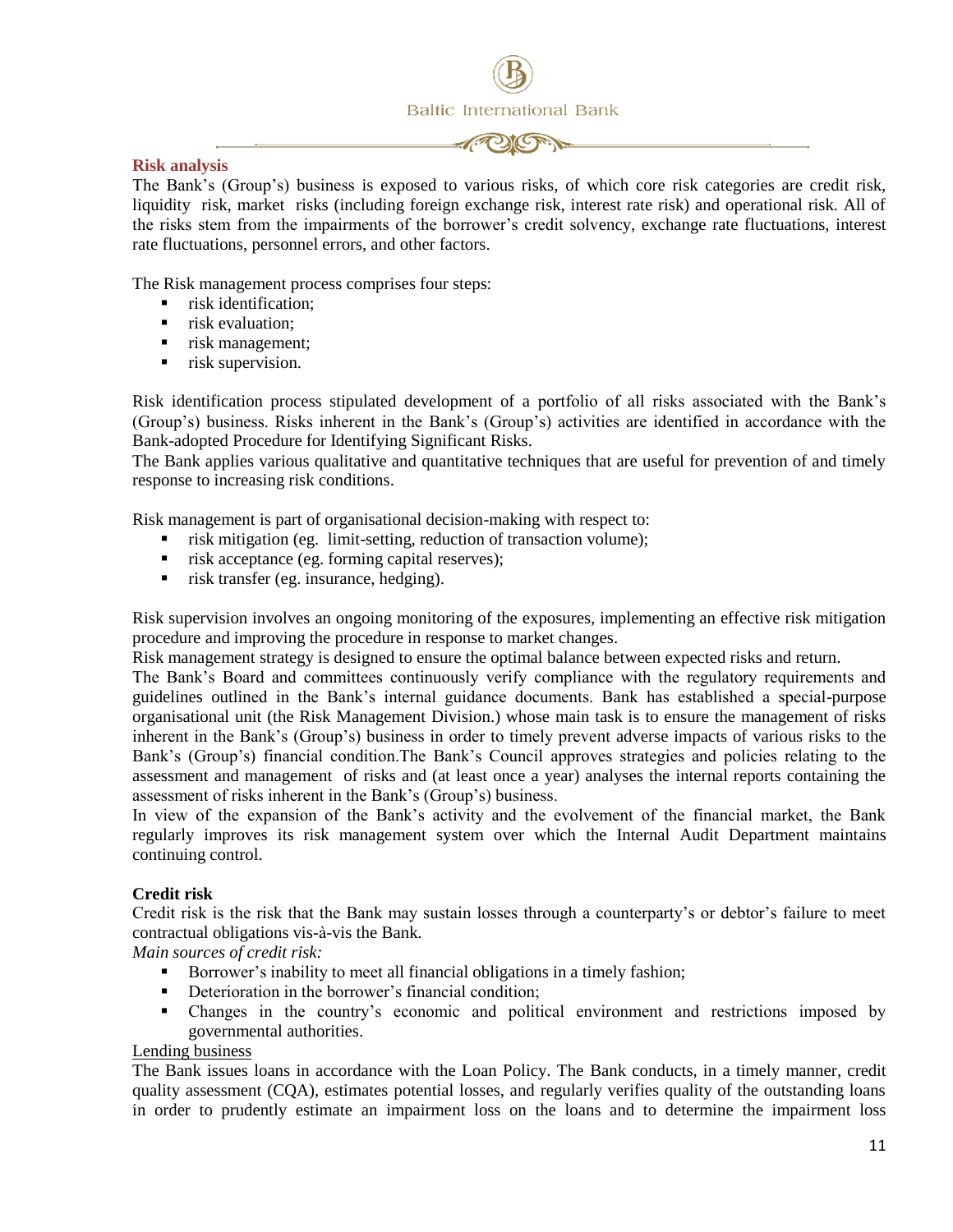## Risk analysis

The Bank's (Group's) business is exposed to various risks, of which core risk categories are credit risk, liquidity risk, market risks (including foreign exchange risk, interest rate risk) and operational risk. All of the risks stem from the impairments of the borrower's credit solvency, exchange rate fluctuations, interest rate fluctuations, personnel errors, and other factors.

The Risk management process comprises four steps:

- risk identification;
- risk evaluation;
- risk management;
- risk supervision.

Risk identification process stipulated development of a portfolio of all risks associated with the Bank's (Group's) business. Risks inherent in the Bank's (Group's) activities are identified in accordance with the Bank-adopted Procedure for Identifying Significant Risks.
The Bank applies various qualitative and quantitative techniques that are useful for prevention of and timely response to increasing risk conditions.

Risk management is part of organisational decision-making with respect to:

- risk mitigation (eg. limit-setting, reduction of transaction volume);
- risk acceptance (eg. forming capital reserves);
- risk transfer (eg. insurance, hedging).

Risk supervision involves an ongoing monitoring of the exposures, implementing an effective risk mitigation procedure and improving the procedure in response to market changes.
Risk management strategy is designed to ensure the optimal balance between expected risks and return.
The Bank's Board and committees continuously verify compliance with the regulatory requirements and guidelines outlined in the Bank's internal guidance documents. Bank has established a special-purpose organisational unit (the Risk Management Division.) whose main task is to ensure the management of risks inherent in the Bank's (Group's) business in order to timely prevent adverse impacts of various risks to the Bank's (Group's) financial condition.The Bank's Council approves strategies and policies relating to the assessment and management of risks and (at least once a year) analyses the internal reports containing the assessment of risks inherent in the Bank's (Group's) business.
In view of the expansion of the Bank's activity and the evolvement of the financial market, the Bank regularly improves its risk management system over which the Internal Audit Department maintains continuing control.

### Credit risk

Credit risk is the risk that the Bank may sustain losses through a counterparty's or debtor's failure to meet contractual obligations vis-à-vis the Bank.
*Main sources of credit risk:*

- Borrower's inability to meet all financial obligations in a timely fashion;
- Deterioration in the borrower's financial condition;
- Changes in the country's economic and political environment and restrictions imposed by governmental authorities.

Lending business

The Bank issues loans in accordance with the Loan Policy. The Bank conducts, in a timely manner, credit quality assessment (CQA), estimates potential losses, and regularly verifies quality of the outstanding loans in order to prudently estimate an impairment loss on the loans and to determine the impairment loss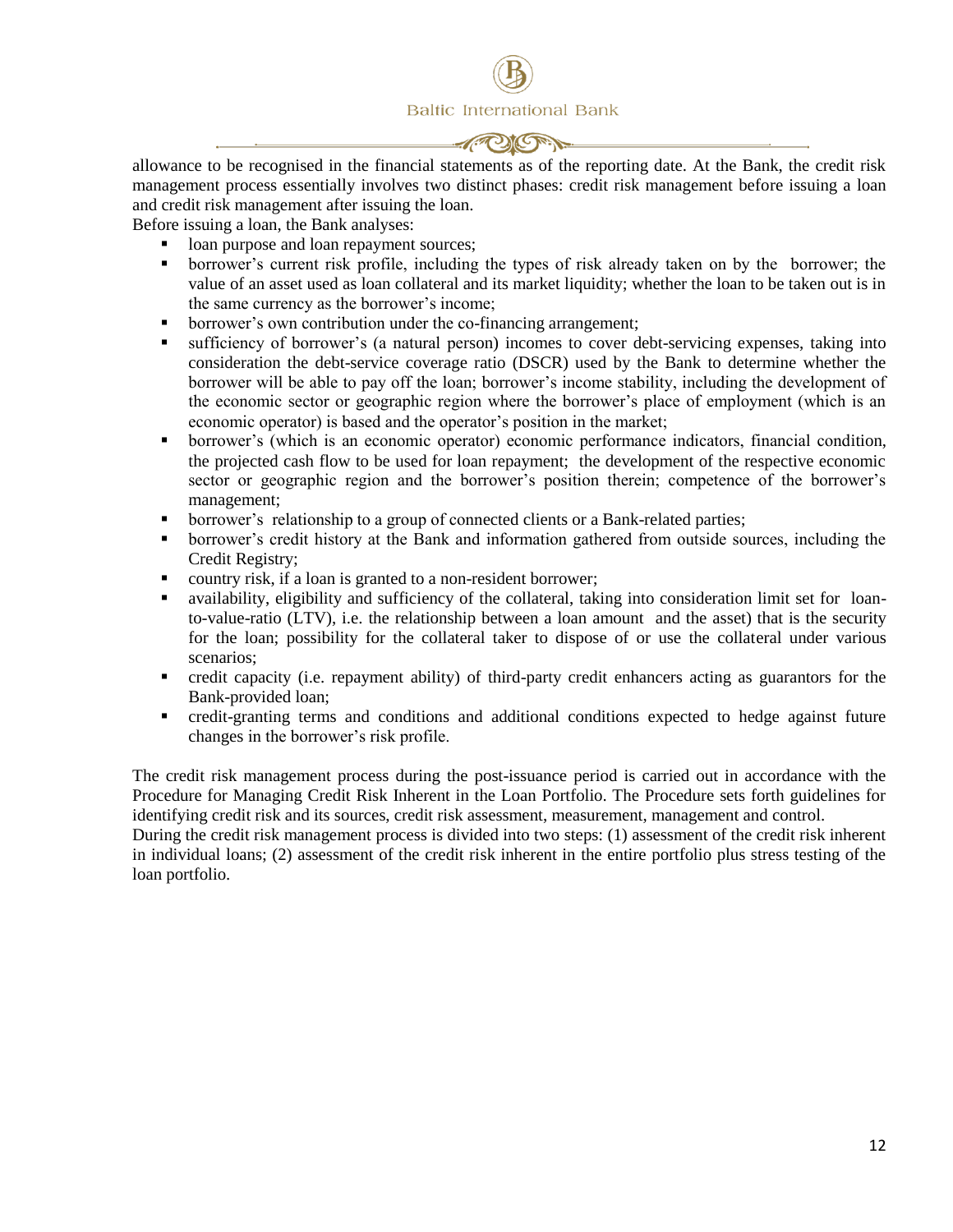allowance to be recognised in the financial statements as of the reporting date. At the Bank, the credit risk management process essentially involves two distinct phases: credit risk management before issuing a loan and credit risk management after issuing the loan.

Before issuing a loan, the Bank analyses:

- loan purpose and loan repayment sources;
- borrower's current risk profile, including the types of risk already taken on by the borrower; the value of an asset used as loan collateral and its market liquidity; whether the loan to be taken out is in the same currency as the borrower's income;
- borrower's own contribution under the co-financing arrangement;
- sufficiency of borrower's (a natural person) incomes to cover debt-servicing expenses, taking into consideration the debt-service coverage ratio (DSCR) used by the Bank to determine whether the borrower will be able to pay off the loan; borrower's income stability, including the development of the economic sector or geographic region where the borrower's place of employment (which is an economic operator) is based and the operator's position in the market;
- borrower's (which is an economic operator) economic performance indicators, financial condition, the projected cash flow to be used for loan repayment; the development of the respective economic sector or geographic region and the borrower's position therein; competence of the borrower's management;
- borrower's relationship to a group of connected clients or a Bank-related parties;
- borrower's credit history at the Bank and information gathered from outside sources, including the Credit Registry;
- country risk, if a loan is granted to a non-resident borrower;
- availability, eligibility and sufficiency of the collateral, taking into consideration limit set for loan-to-value-ratio (LTV), i.e. the relationship between a loan amount and the asset) that is the security for the loan; possibility for the collateral taker to dispose of or use the collateral under various scenarios;
- credit capacity (i.e. repayment ability) of third-party credit enhancers acting as guarantors for the Bank-provided loan;
- credit-granting terms and conditions and additional conditions expected to hedge against future changes in the borrower's risk profile.

The credit risk management process during the post-issuance period is carried out in accordance with the Procedure for Managing Credit Risk Inherent in the Loan Portfolio. The Procedure sets forth guidelines for identifying credit risk and its sources, credit risk assessment, measurement, management and control.

During the credit risk management process is divided into two steps: (1) assessment of the credit risk inherent in individual loans; (2) assessment of the credit risk inherent in the entire portfolio plus stress testing of the loan portfolio.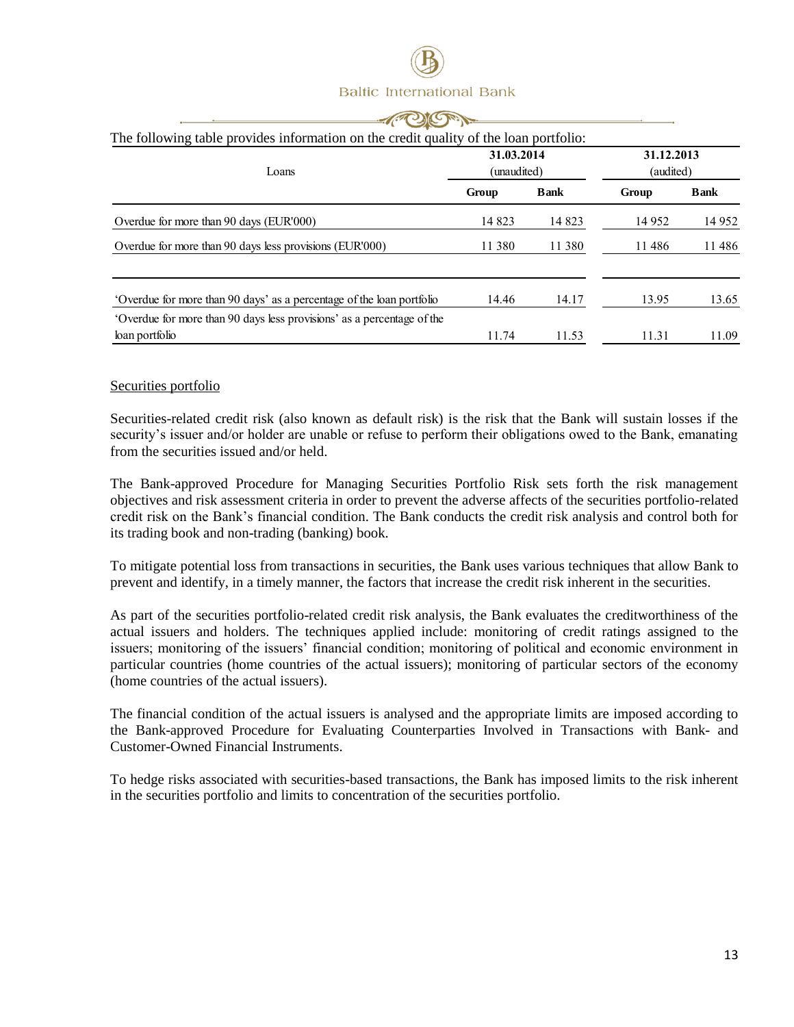The following table provides information on the credit quality of the loan portfolio:

| Loans | 31.03.2014 (unaudited) | | 31.12.2013 (audited) | |
|---|---|---|---|---|
| | **Group** | **Bank** | **Group** | **Bank** |
| Overdue for more than 90 days (EUR'000) | 14 823 | 14 823 | 14 952 | 14 952 |
| Overdue for more than 90 days less provisions (EUR'000) | 11 380 | 11 380 | 11 486 | 11 486 |
| 'Overdue for more than 90 days' as a percentage of the loan portfolio | 14.46 | 14.17 | 13.95 | 13.65 |
| 'Overdue for more than 90 days less provisions' as a percentage of the loan portfolio | 11.74 | 11.53 | 11.31 | 11.09 |

Securities portfolio

Securities-related credit risk (also known as default risk) is the risk that the Bank will sustain losses if the security's issuer and/or holder are unable or refuse to perform their obligations owed to the Bank, emanating from the securities issued and/or held.

The Bank-approved Procedure for Managing Securities Portfolio Risk sets forth the risk management objectives and risk assessment criteria in order to prevent the adverse affects of the securities portfolio-related credit risk on the Bank's financial condition. The Bank conducts the credit risk analysis and control both for its trading book and non-trading (banking) book.

To mitigate potential loss from transactions in securities, the Bank uses various techniques that allow Bank to prevent and identify, in a timely manner, the factors that increase the credit risk inherent in the securities.

As part of the securities portfolio-related credit risk analysis, the Bank evaluates the creditworthiness of the actual issuers and holders. The techniques applied include: monitoring of credit ratings assigned to the issuers; monitoring of the issuers' financial condition; monitoring of political and economic environment in particular countries (home countries of the actual issuers); monitoring of particular sectors of the economy (home countries of the actual issuers).

The financial condition of the actual issuers is analysed and the appropriate limits are imposed according to the Bank-approved Procedure for Evaluating Counterparties Involved in Transactions with Bank- and Customer-Owned Financial Instruments.

To hedge risks associated with securities-based transactions, the Bank has imposed limits to the risk inherent in the securities portfolio and limits to concentration of the securities portfolio.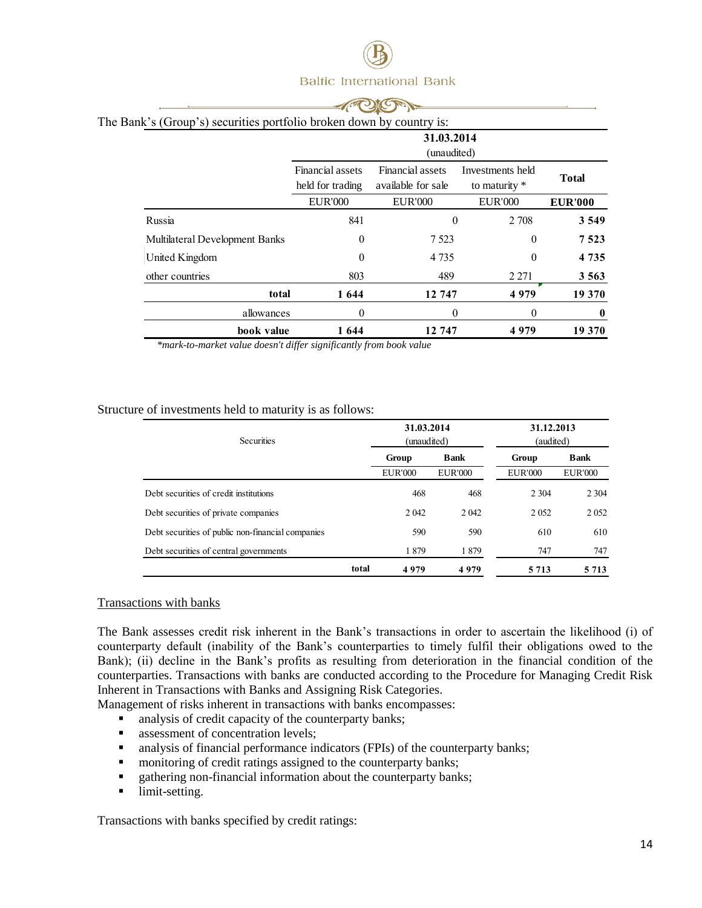The Bank's (Group's) securities portfolio broken down by country is:

| | 31.03.2014 (unaudited) | | | |
|---|---|---|---|---|
| | Financial assets held for trading | Financial assets available for sale | Investments held to maturity * | **Total** |
| | EUR'000 | EUR'000 | EUR'000 | **EUR'000** |
| Russia | 841 | 0 | 2 708 | **3 549** |
| Multilateral Development Banks | 0 | 7 523 | 0 | **7 523** |
| United Kingdom | 0 | 4 735 | 0 | **4 735** |
| other countries | 803 | 489 | 2 271 | **3 563** |
| **total** | **1 644** | **12 747** | **4 979** | **19 370** |
| allowances | 0 | 0 | 0 | **0** |
| **book value** | **1 644** | **12 747** | **4 979** | **19 370** |

*\*mark-to-market value doesn't differ significantly from book value*

Structure of investments held to maturity is as follows:

| Securities | 31.03.2014 (unaudited) | | 31.12.2013 (audited) | |
|---|---|---|---|---|
| | **Group** | **Bank** | **Group** | **Bank** |
| | EUR'000 | EUR'000 | EUR'000 | EUR'000 |
| Debt securities of credit institutions | 468 | 468 | 2 304 | 2 304 |
| Debt securities of private companies | 2 042 | 2 042 | 2 052 | 2 052 |
| Debt securities of public non-financial companies | 590 | 590 | 610 | 610 |
| Debt securities of central governments | 1 879 | 1 879 | 747 | 747 |
| **total** | **4 979** | **4 979** | **5 713** | **5 713** |

Transactions with banks

The Bank assesses credit risk inherent in the Bank's transactions in order to ascertain the likelihood (i) of counterparty default (inability of the Bank's counterparties to timely fulfil their obligations owed to the Bank); (ii) decline in the Bank's profits as resulting from deterioration in the financial condition of the counterparties. Transactions with banks are conducted according to the Procedure for Managing Credit Risk Inherent in Transactions with Banks and Assigning Risk Categories.

Management of risks inherent in transactions with banks encompasses:

- analysis of credit capacity of the counterparty banks;
- assessment of concentration levels;
- analysis of financial performance indicators (FPIs) of the counterparty banks;
- monitoring of credit ratings assigned to the counterparty banks;
- gathering non-financial information about the counterparty banks;
- limit-setting.

Transactions with banks specified by credit ratings: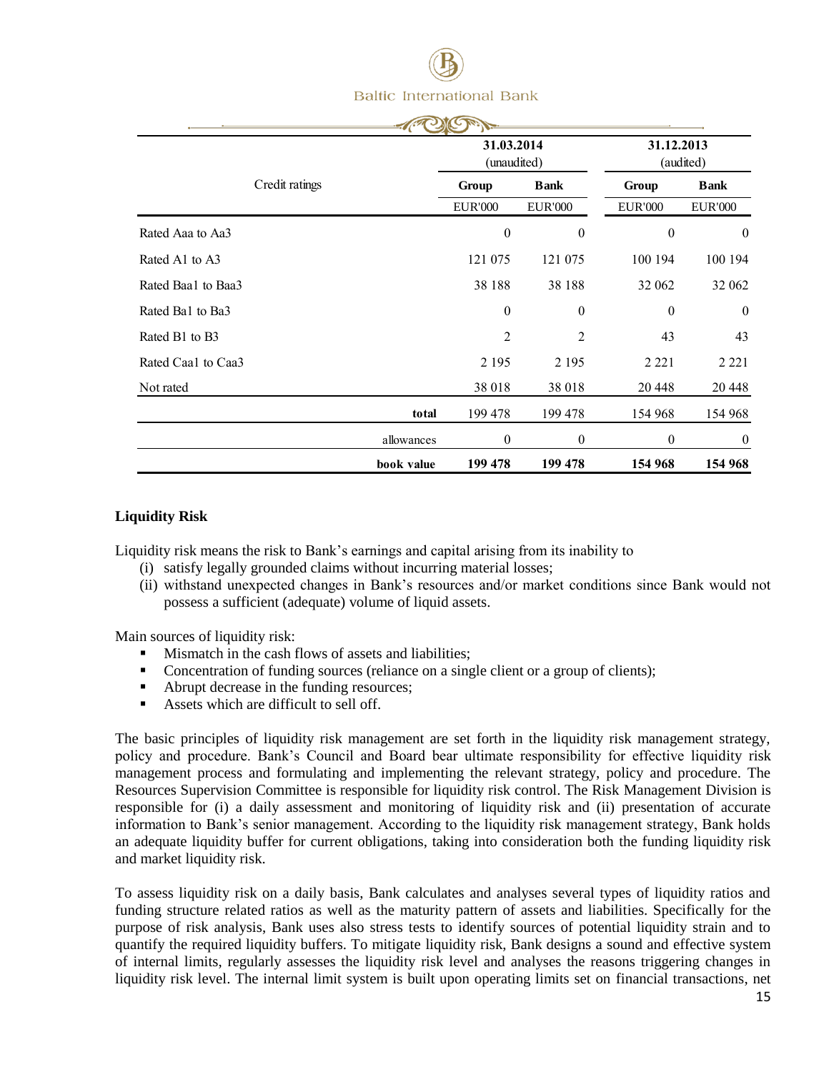| Credit ratings | 31.03.2014 (unaudited) | | 31.12.2013 (audited) | |
|---|---|---|---|---|
| | Group | Bank | Group | Bank |
| | EUR'000 | EUR'000 | EUR'000 | EUR'000 |
| Rated Aaa to Aa3 | 0 | 0 | 0 | 0 |
| Rated A1 to A3 | 121 075 | 121 075 | 100 194 | 100 194 |
| Rated Baa1 to Baa3 | 38 188 | 38 188 | 32 062 | 32 062 |
| Rated Ba1 to Ba3 | 0 | 0 | 0 | 0 |
| Rated B1 to B3 | 2 | 2 | 43 | 43 |
| Rated Caa1 to Caa3 | 2 195 | 2 195 | 2 221 | 2 221 |
| Not rated | 38 018 | 38 018 | 20 448 | 20 448 |
| **total** | 199 478 | 199 478 | 154 968 | 154 968 |
| allowances | 0 | 0 | 0 | 0 |
| **book value** | **199 478** | **199 478** | **154 968** | **154 968** |

## Liquidity Risk

Liquidity risk means the risk to Bank's earnings and capital arising from its inability to

(i) satisfy legally grounded claims without incurring material losses;

(ii) withstand unexpected changes in Bank's resources and/or market conditions since Bank would not possess a sufficient (adequate) volume of liquid assets.

Main sources of liquidity risk:

- Mismatch in the cash flows of assets and liabilities;
- Concentration of funding sources (reliance on a single client or a group of clients);
- Abrupt decrease in the funding resources;
- Assets which are difficult to sell off.

The basic principles of liquidity risk management are set forth in the liquidity risk management strategy, policy and procedure. Bank's Council and Board bear ultimate responsibility for effective liquidity risk management process and formulating and implementing the relevant strategy, policy and procedure. The Resources Supervision Committee is responsible for liquidity risk control. The Risk Management Division is responsible for (i) a daily assessment and monitoring of liquidity risk and (ii) presentation of accurate information to Bank's senior management. According to the liquidity risk management strategy, Bank holds an adequate liquidity buffer for current obligations, taking into consideration both the funding liquidity risk and market liquidity risk.

To assess liquidity risk on a daily basis, Bank calculates and analyses several types of liquidity ratios and funding structure related ratios as well as the maturity pattern of assets and liabilities. Specifically for the purpose of risk analysis, Bank uses also stress tests to identify sources of potential liquidity strain and to quantify the required liquidity buffers. To mitigate liquidity risk, Bank designs a sound and effective system of internal limits, regularly assesses the liquidity risk level and analyses the reasons triggering changes in liquidity risk level. The internal limit system is built upon operating limits set on financial transactions, net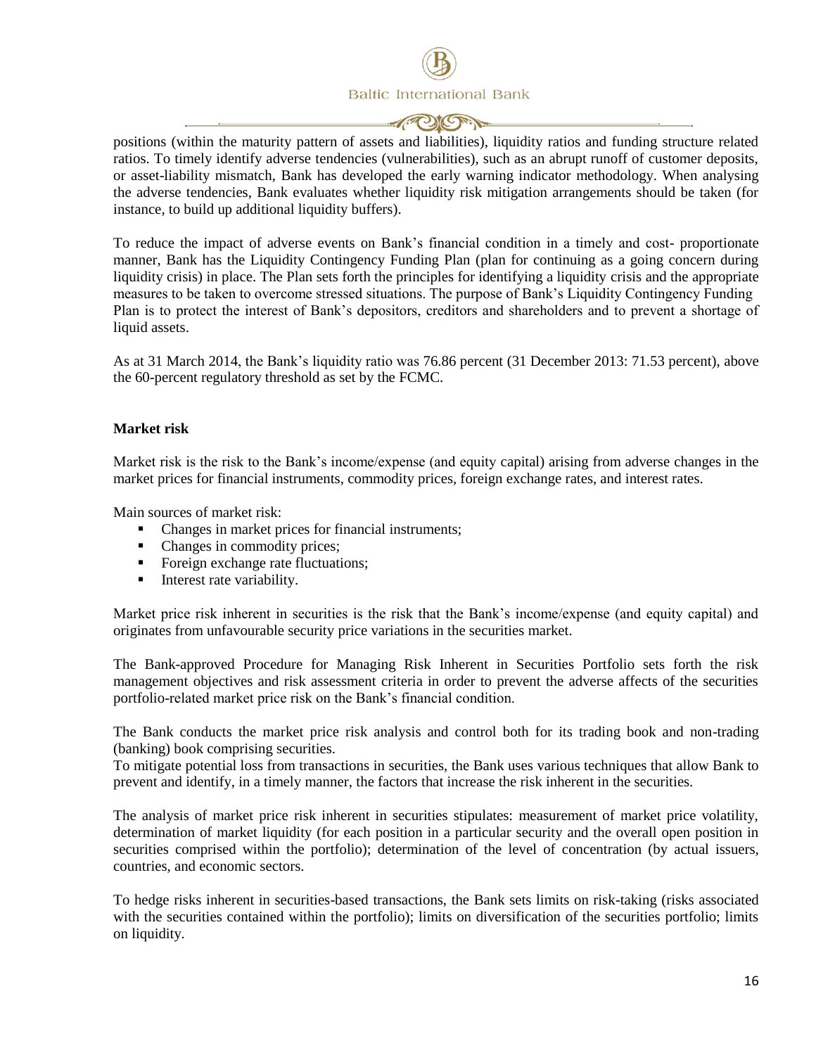positions (within the maturity pattern of assets and liabilities), liquidity ratios and funding structure related ratios. To timely identify adverse tendencies (vulnerabilities), such as an abrupt runoff of customer deposits, or asset-liability mismatch, Bank has developed the early warning indicator methodology. When analysing the adverse tendencies, Bank evaluates whether liquidity risk mitigation arrangements should be taken (for instance, to build up additional liquidity buffers).

To reduce the impact of adverse events on Bank's financial condition in a timely and cost- proportionate manner, Bank has the Liquidity Contingency Funding Plan (plan for continuing as a going concern during liquidity crisis) in place. The Plan sets forth the principles for identifying a liquidity crisis and the appropriate measures to be taken to overcome stressed situations. The purpose of Bank's Liquidity Contingency Funding Plan is to protect the interest of Bank's depositors, creditors and shareholders and to prevent a shortage of liquid assets.

As at 31 March 2014, the Bank's liquidity ratio was 76.86 percent (31 December 2013: 71.53 percent), above the 60-percent regulatory threshold as set by the FCMC.

**Market risk**

Market risk is the risk to the Bank's income/expense (and equity capital) arising from adverse changes in the market prices for financial instruments, commodity prices, foreign exchange rates, and interest rates.

Main sources of market risk:

- Changes in market prices for financial instruments;
- Changes in commodity prices;
- Foreign exchange rate fluctuations;
- Interest rate variability.

Market price risk inherent in securities is the risk that the Bank's income/expense (and equity capital) and originates from unfavourable security price variations in the securities market.

The Bank-approved Procedure for Managing Risk Inherent in Securities Portfolio sets forth the risk management objectives and risk assessment criteria in order to prevent the adverse affects of the securities portfolio-related market price risk on the Bank's financial condition.

The Bank conducts the market price risk analysis and control both for its trading book and non-trading (banking) book comprising securities.
To mitigate potential loss from transactions in securities, the Bank uses various techniques that allow Bank to prevent and identify, in a timely manner, the factors that increase the risk inherent in the securities.

The analysis of market price risk inherent in securities stipulates: measurement of market price volatility, determination of market liquidity (for each position in a particular security and the overall open position in securities comprised within the portfolio); determination of the level of concentration (by actual issuers, countries, and economic sectors.

To hedge risks inherent in securities-based transactions, the Bank sets limits on risk-taking (risks associated with the securities contained within the portfolio); limits on diversification of the securities portfolio; limits on liquidity.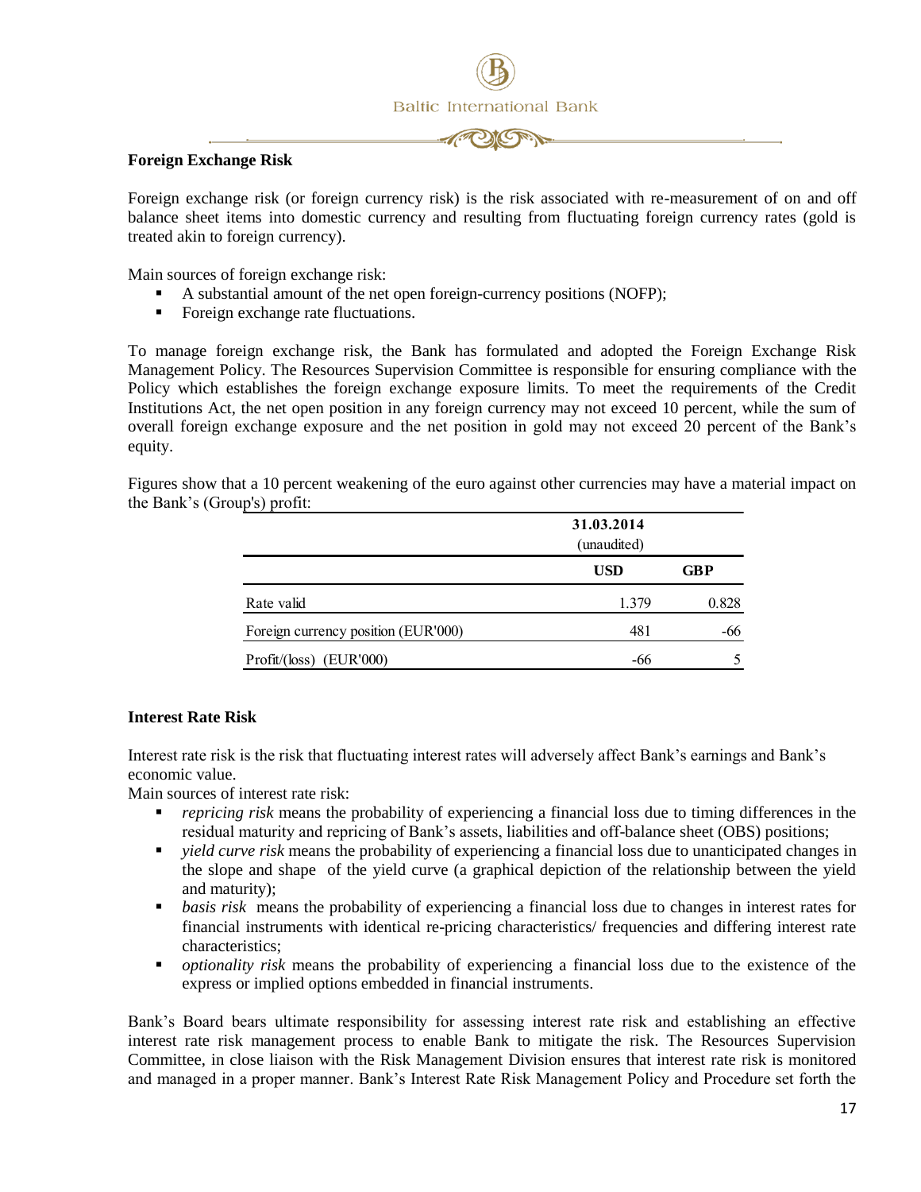### Foreign Exchange Risk

Foreign exchange risk (or foreign currency risk) is the risk associated with re-measurement of on and off balance sheet items into domestic currency and resulting from fluctuating foreign currency rates (gold is treated akin to foreign currency).

Main sources of foreign exchange risk:

- A substantial amount of the net open foreign-currency positions (NOFP);
- Foreign exchange rate fluctuations.

To manage foreign exchange risk, the Bank has formulated and adopted the Foreign Exchange Risk Management Policy. The Resources Supervision Committee is responsible for ensuring compliance with the Policy which establishes the foreign exchange exposure limits. To meet the requirements of the Credit Institutions Act, the net open position in any foreign currency may not exceed 10 percent, while the sum of overall foreign exchange exposure and the net position in gold may not exceed 20 percent of the Bank's equity.

Figures show that a 10 percent weakening of the euro against other currencies may have a material impact on the Bank's (Group's) profit:

| | 31.03.2014 (unaudited) | |
|---|---|---|
| | **USD** | **GBP** |
| Rate valid | 1.379 | 0.828 |
| Foreign currency position (EUR'000) | 481 | -66 |
| Profit/(loss) (EUR'000) | -66 | 5 |

### Interest Rate Risk

Interest rate risk is the risk that fluctuating interest rates will adversely affect Bank's earnings and Bank's economic value.

Main sources of interest rate risk:

- *repricing risk* means the probability of experiencing a financial loss due to timing differences in the residual maturity and repricing of Bank's assets, liabilities and off-balance sheet (OBS) positions;
- *yield curve risk* means the probability of experiencing a financial loss due to unanticipated changes in the slope and shape of the yield curve (a graphical depiction of the relationship between the yield and maturity);
- *basis risk* means the probability of experiencing a financial loss due to changes in interest rates for financial instruments with identical re-pricing characteristics/ frequencies and differing interest rate characteristics;
- *optionality risk* means the probability of experiencing a financial loss due to the existence of the express or implied options embedded in financial instruments.

Bank's Board bears ultimate responsibility for assessing interest rate risk and establishing an effective interest rate risk management process to enable Bank to mitigate the risk. The Resources Supervision Committee, in close liaison with the Risk Management Division ensures that interest rate risk is monitored and managed in a proper manner. Bank's Interest Rate Risk Management Policy and Procedure set forth the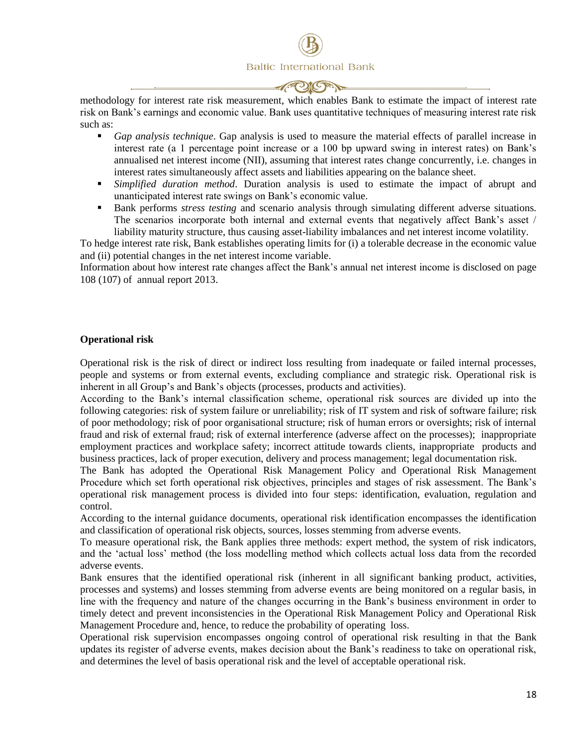methodology for interest rate risk measurement, which enables Bank to estimate the impact of interest rate risk on Bank's earnings and economic value. Bank uses quantitative techniques of measuring interest rate risk such as:

- *Gap analysis technique*. Gap analysis is used to measure the material effects of parallel increase in interest rate (a 1 percentage point increase or a 100 bp upward swing in interest rates) on Bank's annualised net interest income (NII), assuming that interest rates change concurrently, i.e. changes in interest rates simultaneously affect assets and liabilities appearing on the balance sheet.
- *Simplified duration method*. Duration analysis is used to estimate the impact of abrupt and unanticipated interest rate swings on Bank's economic value.
- Bank performs *stress testing* and scenario analysis through simulating different adverse situations. The scenarios incorporate both internal and external events that negatively affect Bank's asset / liability maturity structure, thus causing asset-liability imbalances and net interest income volatility.

To hedge interest rate risk, Bank establishes operating limits for (i) a tolerable decrease in the economic value and (ii) potential changes in the net interest income variable.

Information about how interest rate changes affect the Bank's annual net interest income is disclosed on page 108 (107) of annual report 2013.

**Operational risk**

Operational risk is the risk of direct or indirect loss resulting from inadequate or failed internal processes, people and systems or from external events, excluding compliance and strategic risk. Operational risk is inherent in all Group's and Bank's objects (processes, products and activities).

According to the Bank's internal classification scheme, operational risk sources are divided up into the following categories: risk of system failure or unreliability; risk of IT system and risk of software failure; risk of poor methodology; risk of poor organisational structure; risk of human errors or oversights; risk of internal fraud and risk of external fraud; risk of external interference (adverse affect on the processes); inappropriate employment practices and workplace safety; incorrect attitude towards clients, inappropriate products and business practices, lack of proper execution, delivery and process management; legal documentation risk.

The Bank has adopted the Operational Risk Management Policy and Operational Risk Management Procedure which set forth operational risk objectives, principles and stages of risk assessment. The Bank's operational risk management process is divided into four steps: identification, evaluation, regulation and control.

According to the internal guidance documents, operational risk identification encompasses the identification and classification of operational risk objects, sources, losses stemming from adverse events.

To measure operational risk, the Bank applies three methods: expert method, the system of risk indicators, and the 'actual loss' method (the loss modelling method which collects actual loss data from the recorded adverse events.

Bank ensures that the identified operational risk (inherent in all significant banking product, activities, processes and systems) and losses stemming from adverse events are being monitored on a regular basis, in line with the frequency and nature of the changes occurring in the Bank's business environment in order to timely detect and prevent inconsistencies in the Operational Risk Management Policy and Operational Risk Management Procedure and, hence, to reduce the probability of operating loss.

Operational risk supervision encompasses ongoing control of operational risk resulting in that the Bank updates its register of adverse events, makes decision about the Bank's readiness to take on operational risk, and determines the level of basis operational risk and the level of acceptable operational risk.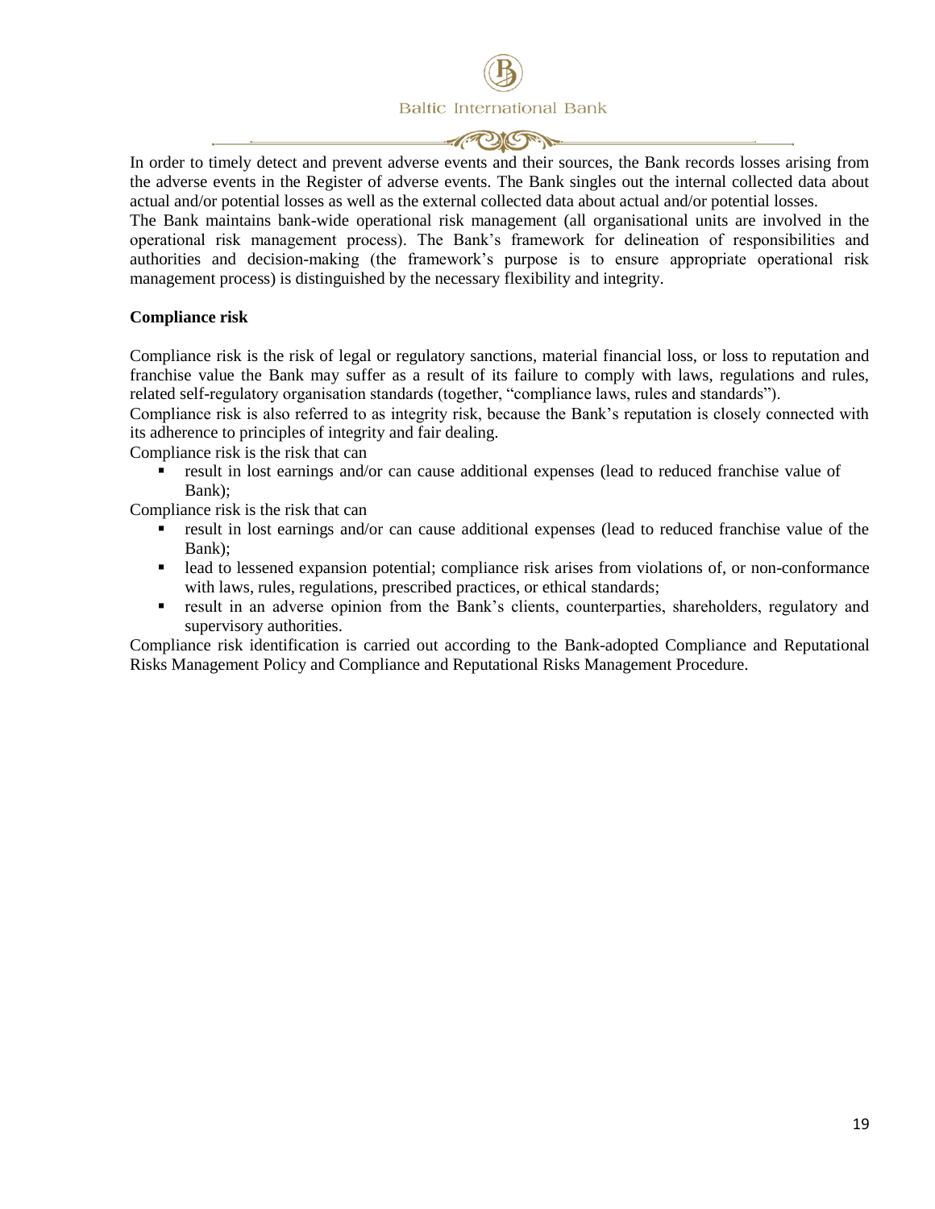In order to timely detect and prevent adverse events and their sources, the Bank records losses arising from the adverse events in the Register of adverse events. The Bank singles out the internal collected data about actual and/or potential losses as well as the external collected data about actual and/or potential losses.
The Bank maintains bank-wide operational risk management (all organisational units are involved in the operational risk management process). The Bank's framework for delineation of responsibilities and authorities and decision-making (the framework's purpose is to ensure appropriate operational risk management process) is distinguished by the necessary flexibility and integrity.

**Compliance risk**

Compliance risk is the risk of legal or regulatory sanctions, material financial loss, or loss to reputation and franchise value the Bank may suffer as a result of its failure to comply with laws, regulations and rules, related self-regulatory organisation standards (together, "compliance laws, rules and standards").
Compliance risk is also referred to as integrity risk, because the Bank's reputation is closely connected with its adherence to principles of integrity and fair dealing.
Compliance risk is the risk that can

- result in lost earnings and/or can cause additional expenses (lead to reduced franchise value of Bank);

Compliance risk is the risk that can

- result in lost earnings and/or can cause additional expenses (lead to reduced franchise value of the Bank);
- lead to lessened expansion potential; compliance risk arises from violations of, or non-conformance with laws, rules, regulations, prescribed practices, or ethical standards;
- result in an adverse opinion from the Bank's clients, counterparties, shareholders, regulatory and supervisory authorities.

Compliance risk identification is carried out according to the Bank-adopted Compliance and Reputational Risks Management Policy and Compliance and Reputational Risks Management Procedure.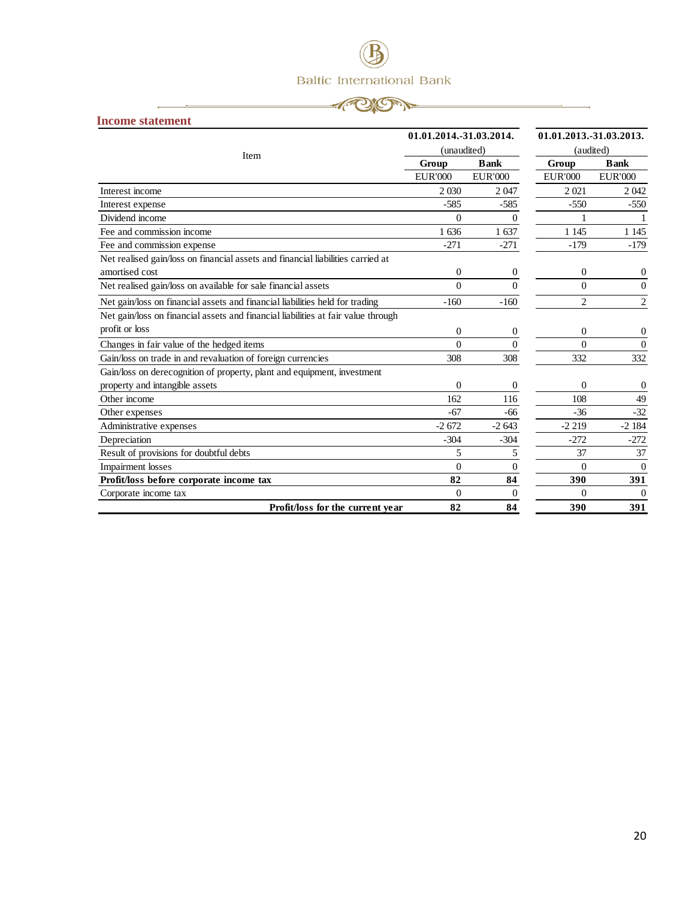## Income statement

| Item | 01.01.2014.-31.03.2014. (unaudited) | | 01.01.2013.-31.03.2013. (audited) | |
|---|---|---|---|---|
| | Group | Bank | Group | Bank |
| | EUR'000 | EUR'000 | EUR'000 | EUR'000 |
| Interest income | 2 030 | 2 047 | 2 021 | 2 042 |
| Interest expense | -585 | -585 | -550 | -550 |
| Dividend income | 0 | 0 | 1 | 1 |
| Fee and commission income | 1 636 | 1 637 | 1 145 | 1 145 |
| Fee and commission expense | -271 | -271 | -179 | -179 |
| Net realised gain/loss on financial assets and financial liabilities carried at amortised cost | 0 | 0 | 0 | 0 |
| Net realised gain/loss on available for sale financial assets | 0 | 0 | 0 | 0 |
| Net gain/loss on financial assets and financial liabilities held for trading | -160 | -160 | 2 | 2 |
| Net gain/loss on financial assets and financial liabilities at fair value through profit or loss | 0 | 0 | 0 | 0 |
| Changes in fair value of the hedged items | 0 | 0 | 0 | 0 |
| Gain/loss on trade in and revaluation of foreign currencies | 308 | 308 | 332 | 332 |
| Gain/loss on derecognition of property, plant and equipment, investment property and intangible assets | 0 | 0 | 0 | 0 |
| Other income | 162 | 116 | 108 | 49 |
| Other expenses | -67 | -66 | -36 | -32 |
| Administrative expenses | -2 672 | -2 643 | -2 219 | -2 184 |
| Depreciation | -304 | -304 | -272 | -272 |
| Result of provisions for doubtful debts | 5 | 5 | 37 | 37 |
| Impairment losses | 0 | 0 | 0 | 0 |
| **Profit/loss before corporate income tax** | **82** | **84** | **390** | **391** |
| Corporate income tax | 0 | 0 | 0 | 0 |
| **Profit/loss for the current year** | **82** | **84** | **390** | **391** |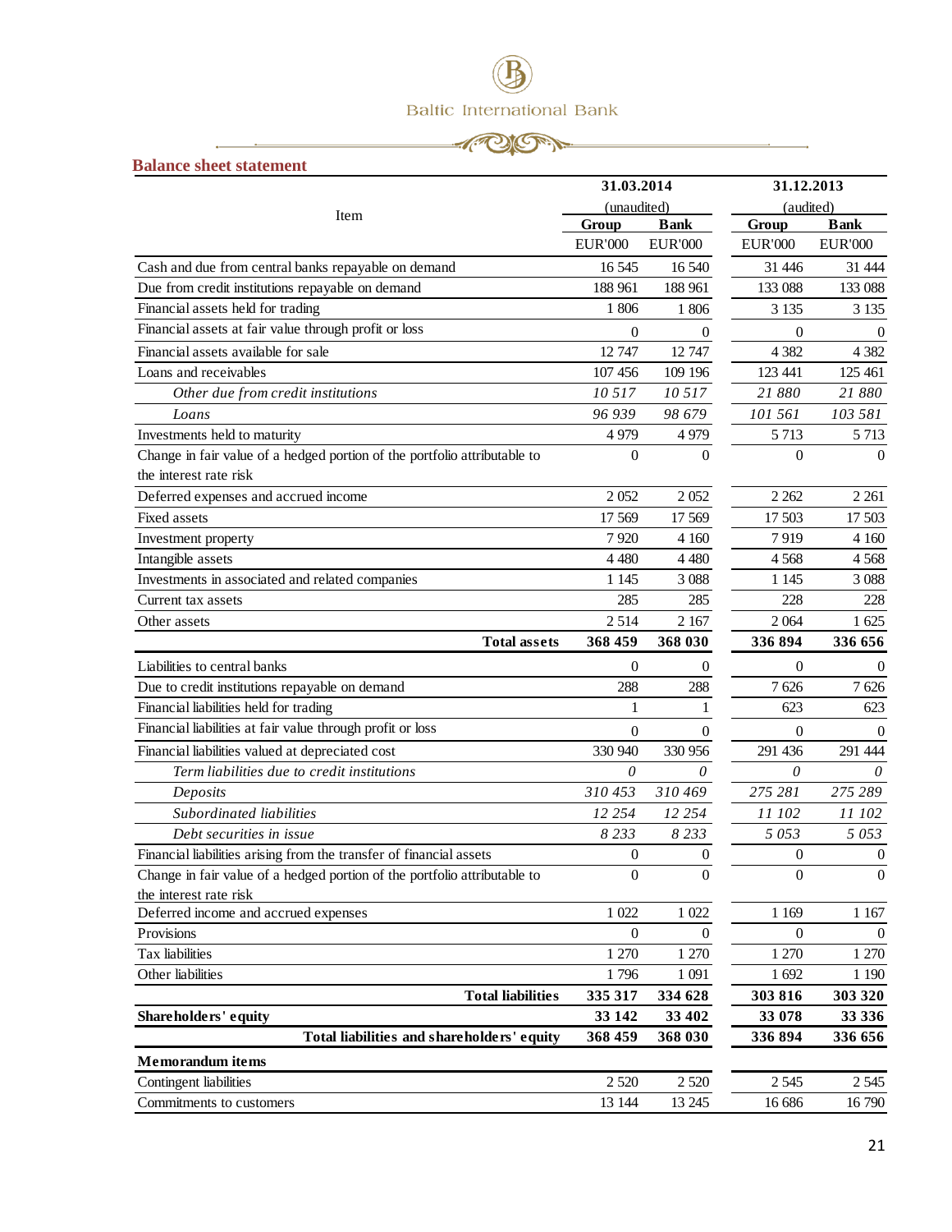Baltic International Bank

## Balance sheet statement

| Item | 31.03.2014 (unaudited) | | 31.12.2013 (audited) | |
|---|---|---|---|---|
| | Group | Bank | Group | Bank |
| | EUR'000 | EUR'000 | EUR'000 | EUR'000 |
| Cash and due from central banks repayable on demand | 16 545 | 16 540 | 31 446 | 31 444 |
| Due from credit institutions repayable on demand | 188 961 | 188 961 | 133 088 | 133 088 |
| Financial assets held for trading | 1 806 | 1 806 | 3 135 | 3 135 |
| Financial assets at fair value through profit or loss | 0 | 0 | 0 | 0 |
| Financial assets available for sale | 12 747 | 12 747 | 4 382 | 4 382 |
| Loans and receivables | 107 456 | 109 196 | 123 441 | 125 461 |
| *Other due from credit institutions* | *10 517* | *10 517* | *21 880* | *21 880* |
| *Loans* | *96 939* | *98 679* | *101 561* | *103 581* |
| Investments held to maturity | 4 979 | 4 979 | 5 713 | 5 713 |
| Change in fair value of a hedged portion of the portfolio attributable to the interest rate risk | 0 | 0 | 0 | 0 |
| Deferred expenses and accrued income | 2 052 | 2 052 | 2 262 | 2 261 |
| Fixed assets | 17 569 | 17 569 | 17 503 | 17 503 |
| Investment property | 7 920 | 4 160 | 7 919 | 4 160 |
| Intangible assets | 4 480 | 4 480 | 4 568 | 4 568 |
| Investments in associated and related companies | 1 145 | 3 088 | 1 145 | 3 088 |
| Current tax assets | 285 | 285 | 228 | 228 |
| Other assets | 2 514 | 2 167 | 2 064 | 1 625 |
| **Total assets** | **368 459** | **368 030** | **336 894** | **336 656** |
| Liabilities to central banks | 0 | 0 | 0 | 0 |
| Due to credit institutions repayable on demand | 288 | 288 | 7 626 | 7 626 |
| Financial liabilities held for trading | 1 | 1 | 623 | 623 |
| Financial liabilities at fair value through profit or loss | 0 | 0 | 0 | 0 |
| Financial liabilities valued at depreciated cost | 330 940 | 330 956 | 291 436 | 291 444 |
| *Term liabilities due to credit institutions* | *0* | *0* | *0* | *0* |
| *Deposits* | *310 453* | *310 469* | *275 281* | *275 289* |
| *Subordinated liabilities* | *12 254* | *12 254* | *11 102* | *11 102* |
| *Debt securities in issue* | *8 233* | *8 233* | *5 053* | *5 053* |
| Financial liabilities arising from the transfer of financial assets | 0 | 0 | 0 | 0 |
| Change in fair value of a hedged portion of the portfolio attributable to the interest rate risk | 0 | 0 | 0 | 0 |
| Deferred income and accrued expenses | 1 022 | 1 022 | 1 169 | 1 167 |
| Provisions | 0 | 0 | 0 | 0 |
| Tax liabilities | 1 270 | 1 270 | 1 270 | 1 270 |
| Other liabilities | 1 796 | 1 091 | 1 692 | 1 190 |
| **Total liabilities** | **335 317** | **334 628** | **303 816** | **303 320** |
| **Shareholders' equity** | **33 142** | **33 402** | **33 078** | **33 336** |
| **Total liabilities and shareholders' equity** | **368 459** | **368 030** | **336 894** | **336 656** |
| **Memorandum items** | | | | |
| Contingent liabilities | 2 520 | 2 520 | 2 545 | 2 545 |
| Commitments to customers | 13 144 | 13 245 | 16 686 | 16 790 |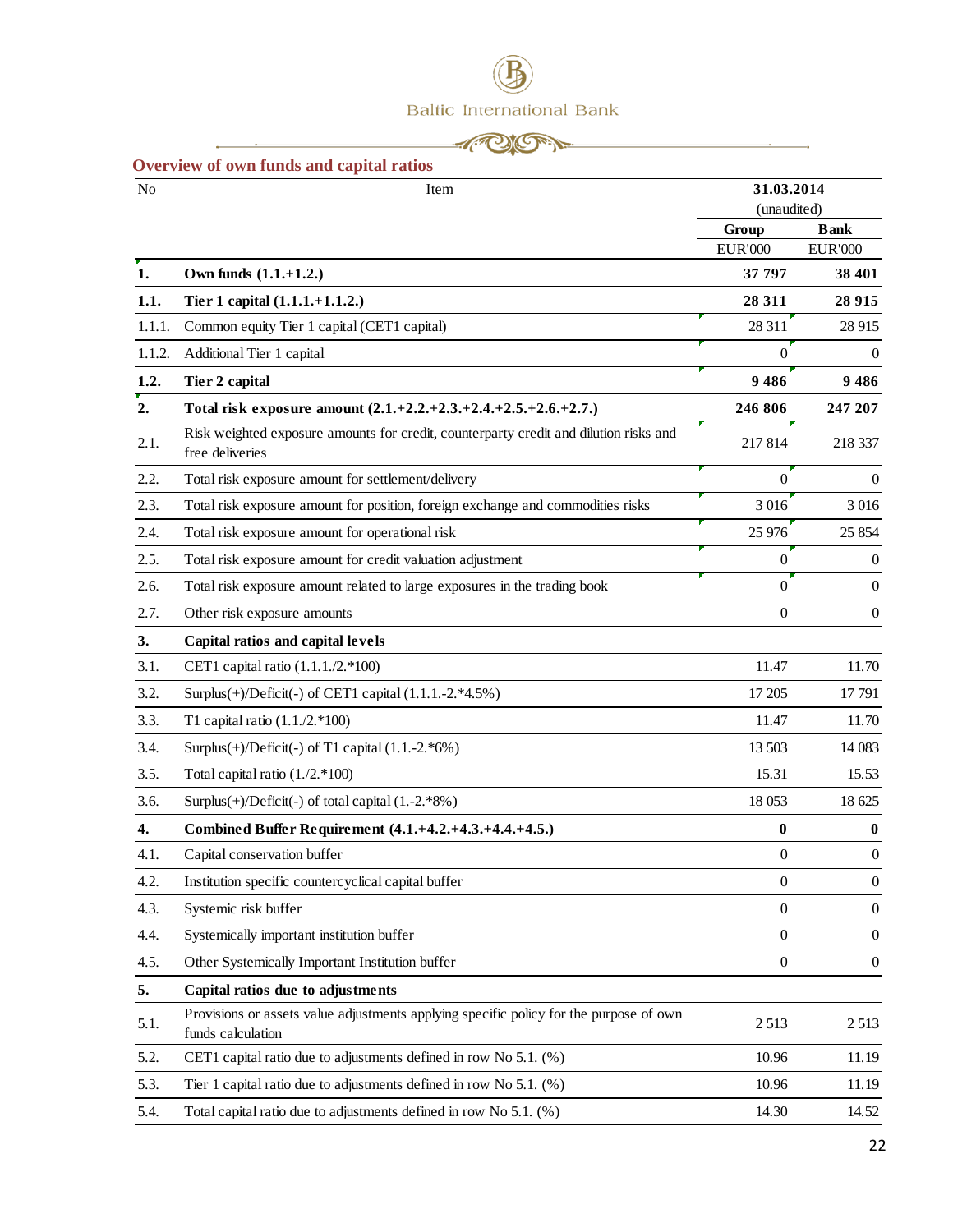## Overview of own funds and capital ratios

| No | Item | 31.03.2014 (unaudited) | |
|---|---|---|---|
| | | Group | Bank |
| | | EUR'000 | EUR'000 |
| **1.** | **Own funds (1.1.+1.2.)** | **37 797** | **38 401** |
| **1.1.** | **Tier 1 capital (1.1.1.+1.1.2.)** | **28 311** | **28 915** |
| 1.1.1. | Common equity Tier 1 capital (CET1 capital) | 28 311 | 28 915 |
| 1.1.2. | Additional Tier 1 capital | 0 | 0 |
| **1.2.** | **Tier 2 capital** | **9 486** | **9 486** |
| **2.** | **Total risk exposure amount (2.1.+2.2.+2.3.+2.4.+2.5.+2.6.+2.7.)** | **246 806** | **247 207** |
| 2.1. | Risk weighted exposure amounts for credit, counterparty credit and dilution risks and free deliveries | 217 814 | 218 337 |
| 2.2. | Total risk exposure amount for settlement/delivery | 0 | 0 |
| 2.3. | Total risk exposure amount for position, foreign exchange and commodities risks | 3 016 | 3 016 |
| 2.4. | Total risk exposure amount for operational risk | 25 976 | 25 854 |
| 2.5. | Total risk exposure amount for credit valuation adjustment | 0 | 0 |
| 2.6. | Total risk exposure amount related to large exposures in the trading book | 0 | 0 |
| 2.7. | Other risk exposure amounts | 0 | 0 |
| **3.** | **Capital ratios and capital levels** | | |
| 3.1. | CET1 capital ratio (1.1.1./2.*100) | 11.47 | 11.70 |
| 3.2. | Surplus(+)/Deficit(-) of CET1 capital (1.1.1.-2.*4.5%) | 17 205 | 17 791 |
| 3.3. | T1 capital ratio (1.1./2.*100) | 11.47 | 11.70 |
| 3.4. | Surplus(+)/Deficit(-) of T1 capital (1.1.-2.*6%) | 13 503 | 14 083 |
| 3.5. | Total capital ratio (1./2.*100) | 15.31 | 15.53 |
| 3.6. | Surplus(+)/Deficit(-) of total capital (1.-2.*8%) | 18 053 | 18 625 |
| **4.** | **Combined Buffer Requirement (4.1.+4.2.+4.3.+4.4.+4.5.)** | **0** | **0** |
| 4.1. | Capital conservation buffer | 0 | 0 |
| 4.2. | Institution specific countercyclical capital buffer | 0 | 0 |
| 4.3. | Systemic risk buffer | 0 | 0 |
| 4.4. | Systemically important institution buffer | 0 | 0 |
| 4.5. | Other Systemically Important Institution buffer | 0 | 0 |
| **5.** | **Capital ratios due to adjustments** | | |
| 5.1. | Provisions or assets value adjustments applying specific policy for the purpose of own funds calculation | 2 513 | 2 513 |
| 5.2. | CET1 capital ratio due to adjustments defined in row No 5.1. (%) | 10.96 | 11.19 |
| 5.3. | Tier 1 capital ratio due to adjustments defined in row No 5.1. (%) | 10.96 | 11.19 |
| 5.4. | Total capital ratio due to adjustments defined in row No 5.1. (%) | 14.30 | 14.52 |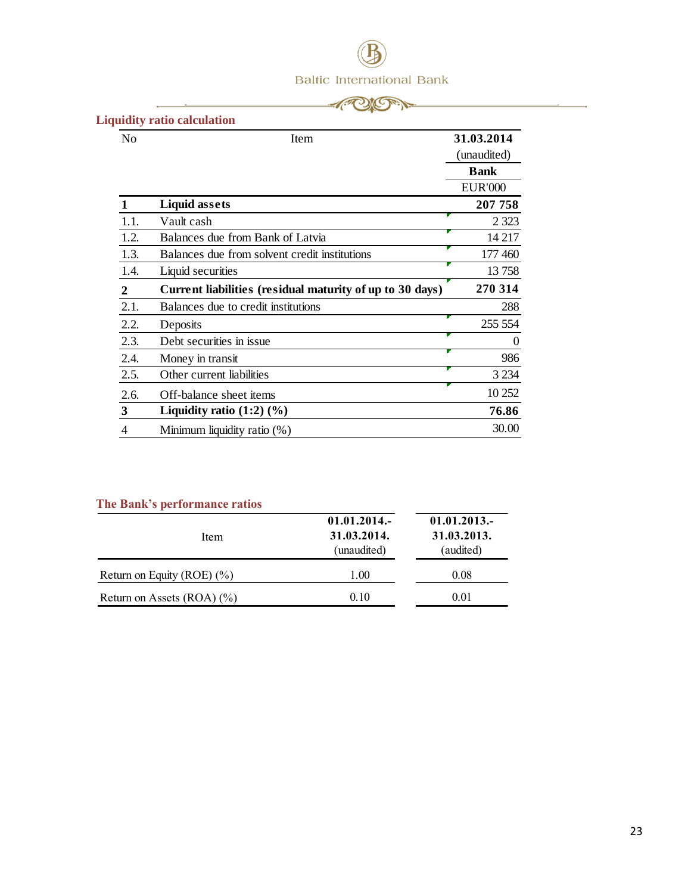## Liquidity ratio calculation

| No | Item | 31.03.2014 (unaudited) Bank EUR'000 |
|---|---|---|
| **1** | **Liquid assets** | **207 758** |
| 1.1. | Vault cash | 2 323 |
| 1.2. | Balances due from Bank of Latvia | 14 217 |
| 1.3. | Balances due from solvent credit institutions | 177 460 |
| 1.4. | Liquid securities | 13 758 |
| **2** | **Current liabilities (residual maturity of up to 30 days)** | **270 314** |
| 2.1. | Balances due to credit institutions | 288 |
| 2.2. | Deposits | 255 554 |
| 2.3. | Debt securities in issue | 0 |
| 2.4. | Money in transit | 986 |
| 2.5. | Other current liabilities | 3 234 |
| 2.6. | Off-balance sheet items | 10 252 |
| **3** | **Liquidity ratio (1:2) (%)** | **76.86** |
| 4 | Minimum liquidity ratio (%) | 30.00 |

## The Bank's performance ratios

| Item | 01.01.2014.-31.03.2014. (unaudited) | 01.01.2013.-31.03.2013. (audited) |
|---|---|---|
| Return on Equity (ROE) (%) | 1.00 | 0.08 |
| Return on Assets (ROA) (%) | 0.10 | 0.01 |